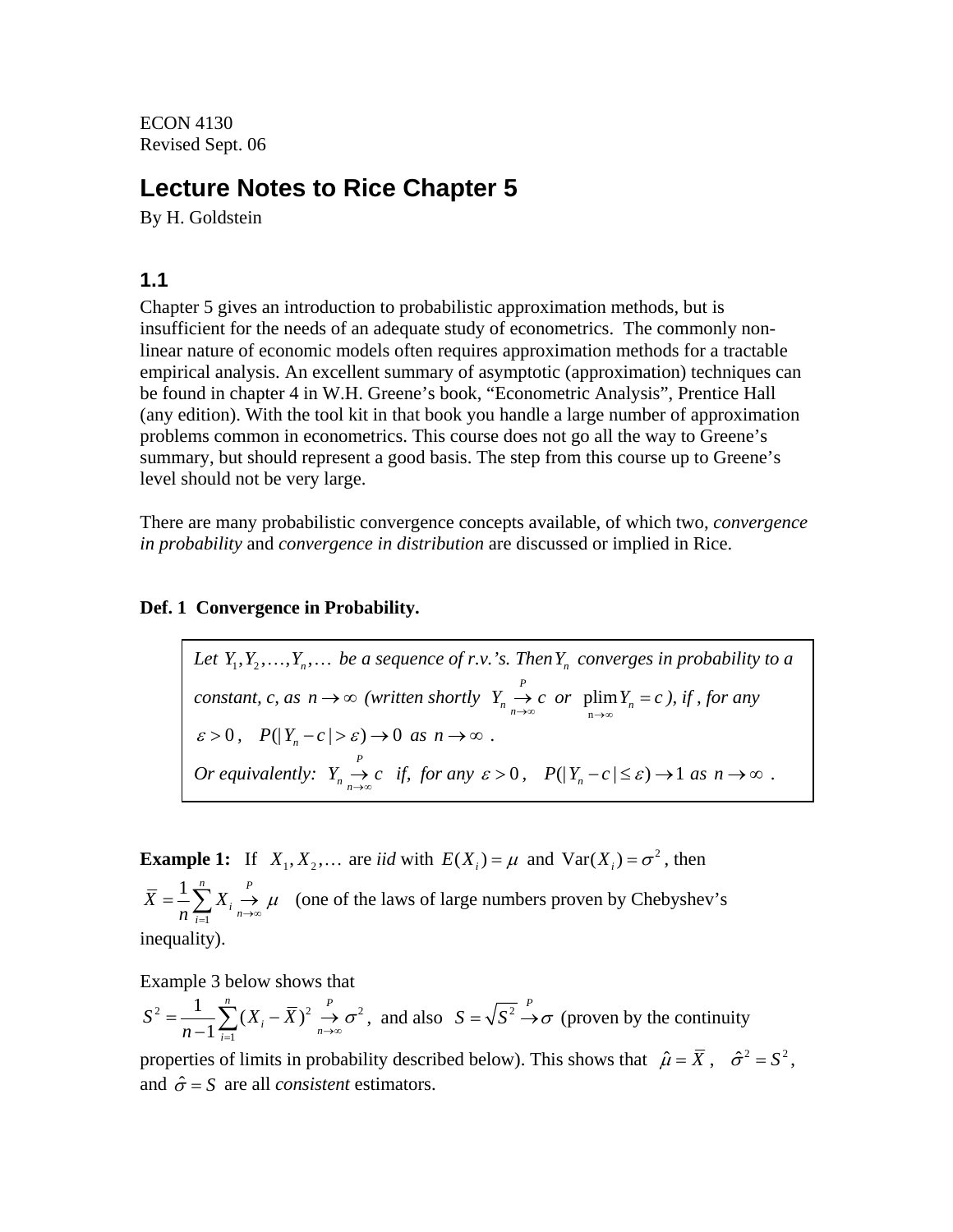ECON 4130
Revised Sept. 06

# Lecture Notes to Rice Chapter 5

By H. Goldstein

## 1.1

Chapter 5 gives an introduction to probabilistic approximation methods, but is insufficient for the needs of an adequate study of econometrics. The commonly non-linear nature of economic models often requires approximation methods for a tractable empirical analysis. An excellent summary of asymptotic (approximation) techniques can be found in chapter 4 in W.H. Greene's book, "Econometric Analysis", Prentice Hall (any edition). With the tool kit in that book you handle a large number of approximation problems common in econometrics. This course does not go all the way to Greene's summary, but should represent a good basis. The step from this course up to Greene's level should not be very large.

There are many probabilistic convergence concepts available, of which two, *convergence in probability* and *convergence in distribution* are discussed or implied in Rice.

**Def. 1 Convergence in Probability.**

> *Let* $Y_1, Y_2, \ldots, Y_n, \ldots$ *be a sequence of r.v.'s. Then* $Y_n$ *converges in probability to a constant, c, as* $n \to \infty$ *(written shortly* $Y_n \underset{n\to\infty}{\overset{P}{\to}} c$ *or* $\underset{n\to\infty}{\text{plim}} Y_n = c$ *), if , for any* $\varepsilon > 0$, $P(|Y_n - c| > \varepsilon) \to 0$ *as* $n \to \infty$ .
>
> *Or equivalently:* $Y_n \underset{n\to\infty}{\overset{P}{\to}} c$ *if, for any* $\varepsilon > 0$, $P(|Y_n - c| \le \varepsilon) \to 1$ *as* $n \to \infty$ .

**Example 1:** If $X_1, X_2, \ldots$ are *iid* with $E(X_i) = \mu$ and $\text{Var}(X_i) = \sigma^2$, then $\bar{X} = \frac{1}{n}\sum_{i=1}^{n} X_i \underset{n\to\infty}{\overset{P}{\to}} \mu$ (one of the laws of large numbers proven by Chebyshev's inequality).

Example 3 below shows that $S^2 = \frac{1}{n-1}\sum_{i=1}^{n}(X_i - \bar{X})^2 \underset{n\to\infty}{\overset{P}{\to}} \sigma^2$, and also $S = \sqrt{S^2} \overset{P}{\to} \sigma$ (proven by the continuity properties of limits in probability described below). This shows that $\hat{\mu} = \bar{X}$ , $\hat{\sigma}^2 = S^2$, and $\hat{\sigma} = S$ are all *consistent* estimators.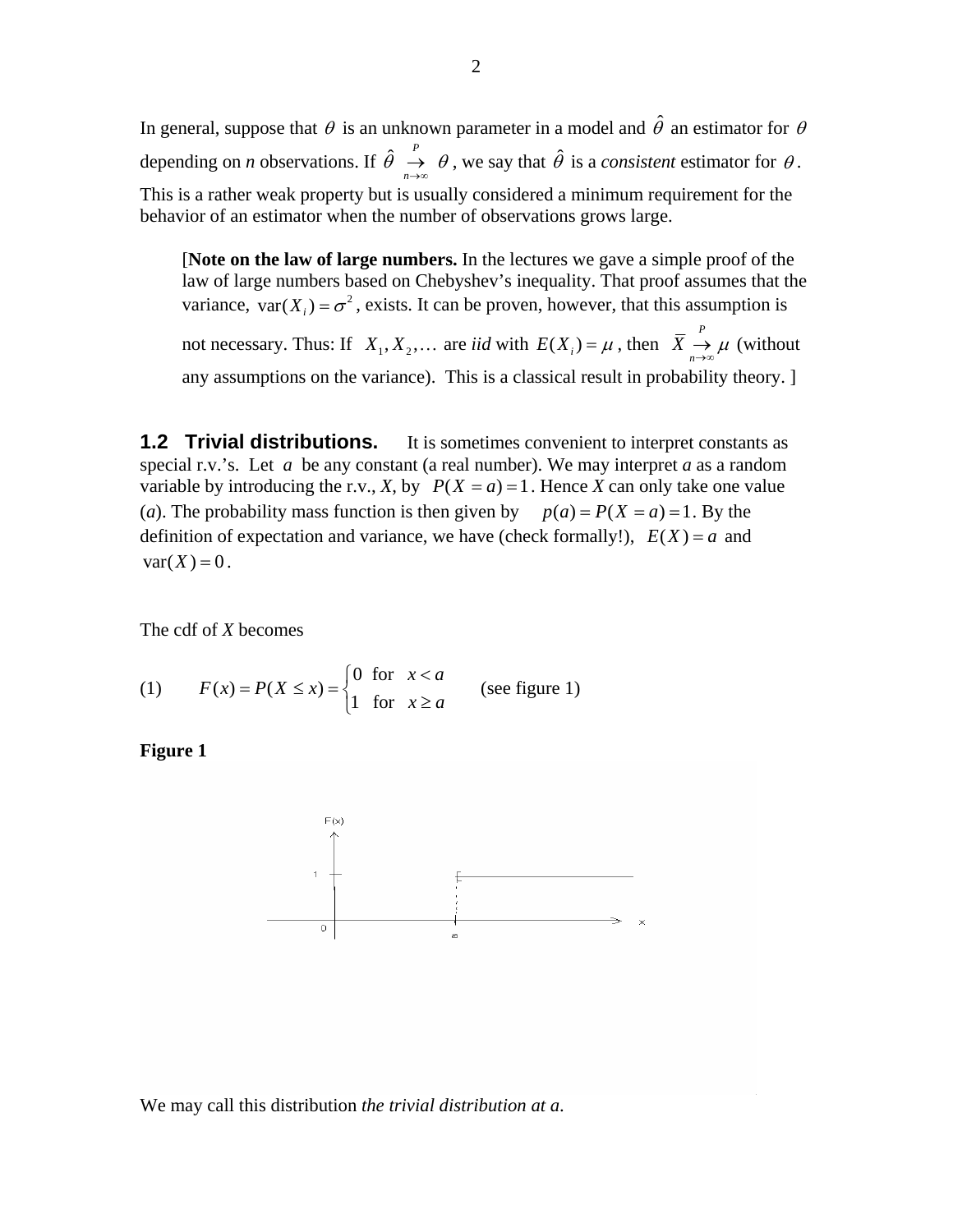In general, suppose that $\theta$ is an unknown parameter in a model and $\hat{\theta}$ an estimator for $\theta$ depending on *n* observations. If $\hat{\theta} \underset{n\to\infty}{\overset{P}{\to}} \theta$, we say that $\hat{\theta}$ is a *consistent* estimator for $\theta$. This is a rather weak property but is usually considered a minimum requirement for the behavior of an estimator when the number of observations grows large.

> [**Note on the law of large numbers.** In the lectures we gave a simple proof of the law of large numbers based on Chebyshev's inequality. That proof assumes that the variance, $\text{var}(X_i) = \sigma^2$, exists. It can be proven, however, that this assumption is not necessary. Thus: If $X_1, X_2, \ldots$ are *iid* with $E(X_i) = \mu$, then $\bar{X} \underset{n\to\infty}{\overset{P}{\to}} \mu$ (without any assumptions on the variance). This is a classical result in probability theory. ]

## 1.2 Trivial distributions.

It is sometimes convenient to interpret constants as special r.v.'s. Let $a$ be any constant (a real number). We may interpret *a* as a random variable by introducing the r.v., *X*, by $P(X = a) = 1$. Hence *X* can only take one value (*a*). The probability mass function is then given by $p(a) = P(X = a) = 1$. By the definition of expectation and variance, we have (check formally!), $E(X) = a$ and $\text{var}(X) = 0$.

The cdf of *X* becomes

(1) $$F(x) = P(X \le x) = \begin{cases} 0 & \text{for } x < a \\ 1 & \text{for } x \ge a \end{cases}$$ (see figure 1)

**Figure 1**

We may call this distribution *the trivial distribution at a*.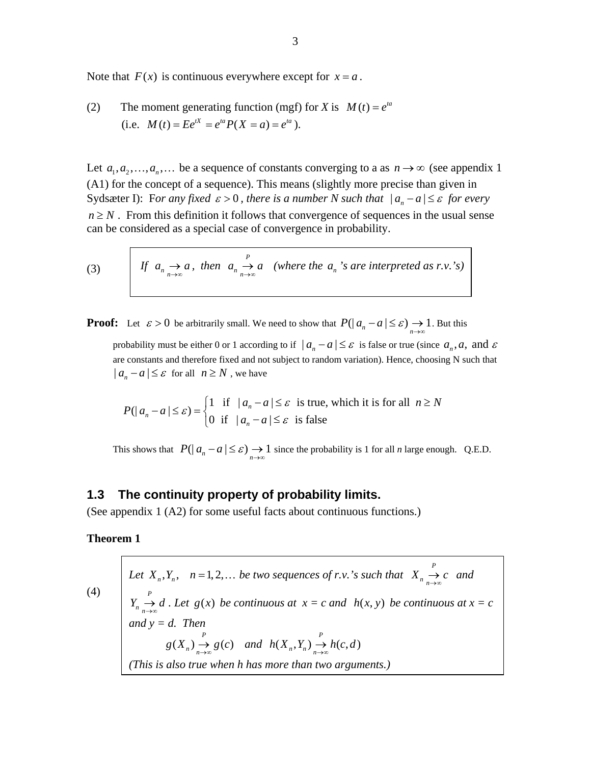Note that $F(x)$ is continuous everywhere except for $x = a$.

(2) The moment generating function (mgf) for *X* is $M(t) = e^{ta}$
(i.e. $M(t) = Ee^{tX} = e^{ta}P(X = a) = e^{ta}$).

Let $a_1, a_2, \ldots, a_n, \ldots$ be a sequence of constants converging to a as $n \to \infty$ (see appendix 1 (A1) for the concept of a sequence). This means (slightly more precise than given in Sydsæter I): F*or any fixed* $\varepsilon > 0$*, there is a number N such that* $|a_n - a| \le \varepsilon$ *for every* $n \ge N$. From this definition it follows that convergence of sequences in the usual sense can be considered as a special case of convergence in probability.

(3) *If* $a_n \underset{n\to\infty}{\to} a$*, then* $a_n \underset{n\to\infty}{\overset{P}{\to}} a$ *(where the* $a_n$ *'s are interpreted as r.v.'s)*

**Proof:** Let $\varepsilon > 0$ be arbitrarily small. We need to show that $P(|a_n - a| \le \varepsilon) \underset{n\to\infty}{\to} 1$. But this probability must be either 0 or 1 according to if $|a_n - a| \le \varepsilon$ is false or true (since $a_n, a,$ and $\varepsilon$ are constants and therefore fixed and not subject to random variation). Hence, choosing N such that $|a_n - a| \le \varepsilon$ for all $n \ge N$, we have

$$P(|a_n - a| \le \varepsilon) = \begin{cases} 1 & \text{if } |a_n - a| \le \varepsilon \text{ is true, which it is for all } n \ge N \\ 0 & \text{if } |a_n - a| \le \varepsilon \text{ is false} \end{cases}$$

This shows that $P(|a_n - a| \le \varepsilon) \underset{n\to\infty}{\to} 1$ since the probability is 1 for all *n* large enough. Q.E.D.

## 1.3 The continuity property of probability limits.

(See appendix 1 (A2) for some useful facts about continuous functions.)

**Theorem 1**

(4) *Let* $X_n, Y_n, \quad n = 1, 2, \ldots$ *be two sequences of r.v.'s such that* $X_n \underset{n\to\infty}{\overset{P}{\to}} c$ *and* $Y_n \underset{n\to\infty}{\overset{P}{\to}} d$*. Let* $g(x)$ *be continuous at* $x = c$ *and* $h(x, y)$ *be continuous at x = c and y = d. Then*

$$g(X_n) \underset{n\to\infty}{\overset{P}{\to}} g(c) \quad \text{and} \quad h(X_n, Y_n) \underset{n\to\infty}{\overset{P}{\to}} h(c, d)$$

*(This is also true when h has more than two arguments.)*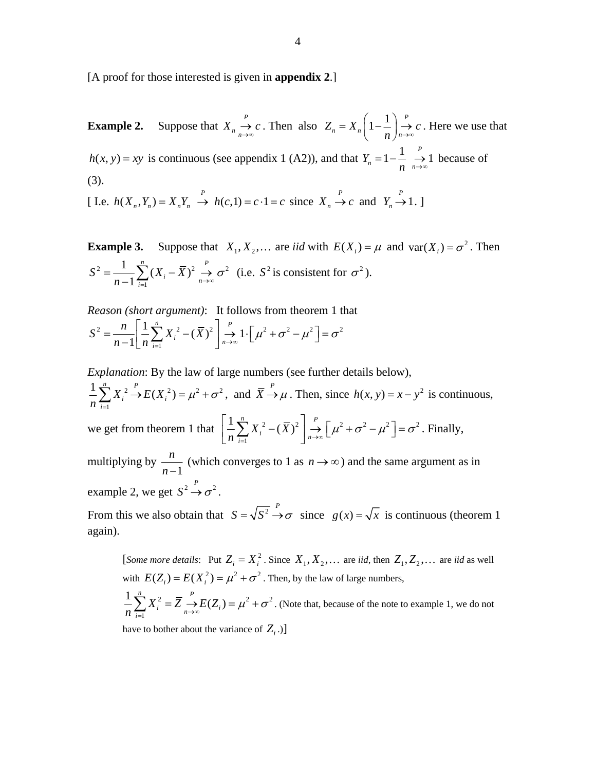[A proof for those interested is given in **appendix 2**.]

**Example 2.** Suppose that $X_n \underset{n\to\infty}{\overset{P}{\to}} c$. Then also $Z_n = X_n\left(1-\frac{1}{n}\right) \underset{n\to\infty}{\overset{P}{\to}} c$. Here we use that $h(x,y)=xy$ is continuous (see appendix 1 (A2)), and that $Y_n = 1-\frac{1}{n} \underset{n\to\infty}{\overset{P}{\to}} 1$ because of (3).

[ I.e. $h(X_n, Y_n) = X_n Y_n \overset{P}{\to} h(c,1) = c\cdot 1 = c$ since $X_n \overset{P}{\to} c$ and $Y_n \overset{P}{\to} 1$. ]

**Example 3.** Suppose that $X_1, X_2, \ldots$ are *iid* with $E(X_i)=\mu$ and $\text{var}(X_i)=\sigma^2$. Then $S^2 = \frac{1}{n-1}\sum_{i=1}^{n}(X_i-\bar{X})^2 \underset{n\to\infty}{\overset{P}{\to}} \sigma^2$ (i.e. $S^2$ is consistent for $\sigma^2$).

*Reason (short argument)*: It follows from theorem 1 that

$$S^2 = \frac{n}{n-1}\left[\frac{1}{n}\sum_{i=1}^{n}X_i^2 - (\bar{X})^2\right] \underset{n\to\infty}{\overset{P}{\to}} 1\cdot\left[\mu^2+\sigma^2-\mu^2\right] = \sigma^2$$

*Explanation*: By the law of large numbers (see further details below), $\frac{1}{n}\sum_{i=1}^{n}X_i^2 \overset{P}{\to} E(X_i^2) = \mu^2+\sigma^2$, and $\bar{X} \overset{P}{\to} \mu$. Then, since $h(x,y) = x - y^2$ is continuous, we get from theorem 1 that $\left[\frac{1}{n}\sum_{i=1}^{n}X_i^2 - (\bar{X})^2\right] \underset{n\to\infty}{\overset{P}{\to}} \left[\mu^2+\sigma^2-\mu^2\right] = \sigma^2$. Finally, multiplying by $\frac{n}{n-1}$ (which converges to 1 as $n\to\infty$) and the same argument as in example 2, we get $S^2 \overset{P}{\to} \sigma^2$.

From this we also obtain that $S = \sqrt{S^2} \overset{P}{\to} \sigma$ since $g(x) = \sqrt{x}$ is continuous (theorem 1 again).

> [*Some more details*: Put $Z_i = X_i^2$. Since $X_1, X_2, \ldots$ are *iid*, then $Z_1, Z_2, \ldots$ are *iid* as well with $E(Z_i) = E(X_i^2) = \mu^2+\sigma^2$. Then, by the law of large numbers, $\frac{1}{n}\sum_{i=1}^{n}X_i^2 = \bar{Z} \underset{n\to\infty}{\overset{P}{\to}} E(Z_i) = \mu^2+\sigma^2$. (Note that, because of the note to example 1, we do not have to bother about the variance of $Z_i$.)]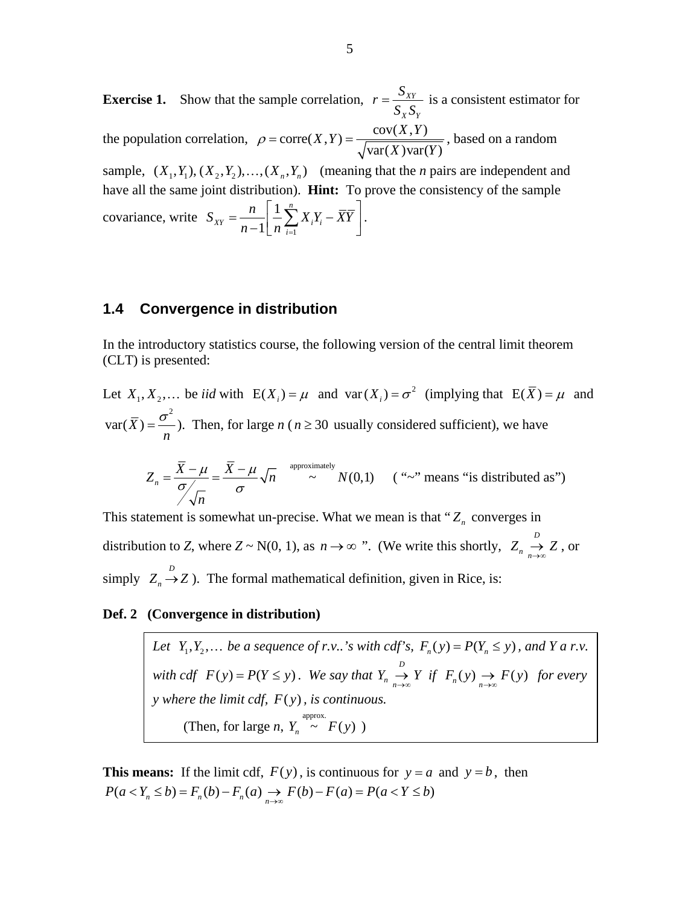**Exercise 1.** Show that the sample correlation, $r = \dfrac{S_{XY}}{S_X S_Y}$ is a consistent estimator for the population correlation, $\rho = \text{corre}(X,Y) = \dfrac{\text{cov}(X,Y)}{\sqrt{\text{var}(X)\text{var}(Y)}}$, based on a random sample, $(X_1, Y_1), (X_2, Y_2), \ldots, (X_n, Y_n)$ (meaning that the $n$ pairs are independent and have all the same joint distribution). **Hint:** To prove the consistency of the sample covariance, write $S_{XY} = \dfrac{n}{n-1}\left[\dfrac{1}{n}\sum_{i=1}^{n} X_i Y_i - \bar{X}\bar{Y}\right]$.

## 1.4 Convergence in distribution

In the introductory statistics course, the following version of the central limit theorem (CLT) is presented:

Let $X_1, X_2, \ldots$ be *iid* with $\text{E}(X_i) = \mu$ and $\text{var}(X_i) = \sigma^2$ (implying that $\text{E}(\bar{X}) = \mu$ and $\text{var}(\bar{X}) = \dfrac{\sigma^2}{n}$). Then, for large $n$ ($n \geq 30$ usually considered sufficient), we have

$$Z_n = \frac{\bar{X} - \mu}{\sigma / \sqrt{n}} = \frac{\bar{X} - \mu}{\sigma}\sqrt{n} \overset{\text{approximately}}{\sim} N(0,1) \qquad \text{( “}\sim\text{” means “is distributed as”)}$$

This statement is somewhat un-precise. What we mean is that “$Z_n$ converges in distribution to $Z$, where $Z \sim \text{N}(0, 1)$, as $n \to \infty$ ”. (We write this shortly, $Z_n \underset{n\to\infty}{\overset{D}{\to}} Z$, or simply $Z_n \overset{D}{\to} Z$). The formal mathematical definition, given in Rice, is:

**Def. 2 (Convergence in distribution)**

> *Let $Y_1, Y_2, \ldots$ be a sequence of r.v..'s with cdf's, $F_n(y) = P(Y_n \leq y)$, and $Y$ a r.v. with cdf $F(y) = P(Y \leq y)$. We say that $Y_n \underset{n\to\infty}{\overset{D}{\to}} Y$ if $F_n(y) \underset{n\to\infty}{\to} F(y)$ for every $y$ where the limit cdf, $F(y)$, is continuous.*
>
> (Then, for large $n$, $Y_n \overset{\text{approx.}}{\sim} F(y)$ )

**This means:** If the limit cdf, $F(y)$, is continuous for $y = a$ and $y = b$, then $P(a < Y_n \leq b) = F_n(b) - F_n(a) \underset{n\to\infty}{\to} F(b) - F(a) = P(a < Y \leq b)$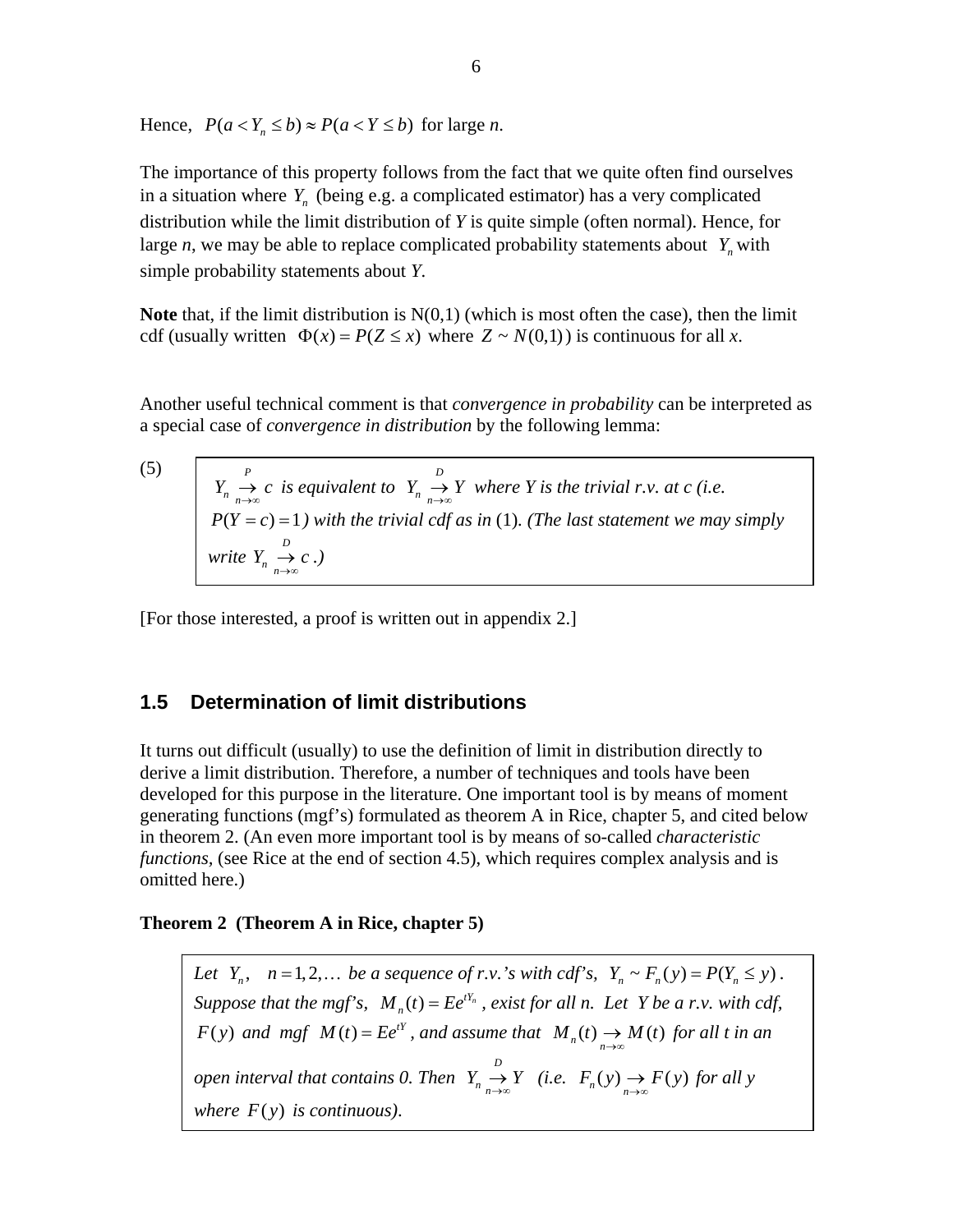Hence, $P(a < Y_n \le b) \approx P(a < Y \le b)$ for large *n*.

The importance of this property follows from the fact that we quite often find ourselves in a situation where $Y_n$ (being e.g. a complicated estimator) has a very complicated distribution while the limit distribution of *Y* is quite simple (often normal). Hence, for large *n*, we may be able to replace complicated probability statements about $Y_n$ with simple probability statements about *Y*.

**Note** that, if the limit distribution is N(0,1) (which is most often the case), then the limit cdf (usually written $\Phi(x) = P(Z \le x)$ where $Z \sim N(0,1)$) is continuous for all *x*.

Another useful technical comment is that *convergence in probability* can be interpreted as a special case of *convergence in distribution* by the following lemma:

(5)

> $Y_n \underset{n\to\infty}{\overset{P}{\to}} c$ *is equivalent to* $Y_n \underset{n\to\infty}{\overset{D}{\to}} Y$ *where Y is the trivial r.v. at c (i.e.* $P(Y = c) = 1$*) with the trivial cdf as in* (1). *(The last statement we may simply write* $Y_n \underset{n\to\infty}{\overset{D}{\to}} c$ *.)*

[For those interested, a proof is written out in appendix 2.]

## 1.5 Determination of limit distributions

It turns out difficult (usually) to use the definition of limit in distribution directly to derive a limit distribution. Therefore, a number of techniques and tools have been developed for this purpose in the literature. One important tool is by means of moment generating functions (mgf's) formulated as theorem A in Rice, chapter 5, and cited below in theorem 2. (An even more important tool is by means of so-called *characteristic functions*, (see Rice at the end of section 4.5), which requires complex analysis and is omitted here.)

**Theorem 2 (Theorem A in Rice, chapter 5)**

> *Let* $Y_n, \quad n = 1, 2, \ldots$ *be a sequence of r.v.'s with cdf's,* $Y_n \sim F_n(y) = P(Y_n \le y)$. *Suppose that the mgf's,* $M_n(t) = Ee^{tY_n}$ *, exist for all n. Let Y be a r.v. with cdf,* $F(y)$ *and mgf* $M(t) = Ee^{tY}$ *, and assume that* $M_n(t) \underset{n\to\infty}{\to} M(t)$ *for all t in an open interval that contains 0. Then* $Y_n \underset{n\to\infty}{\overset{D}{\to}} Y$ *(i.e.* $F_n(y) \underset{n\to\infty}{\to} F(y)$ *for all y where* $F(y)$ *is continuous).*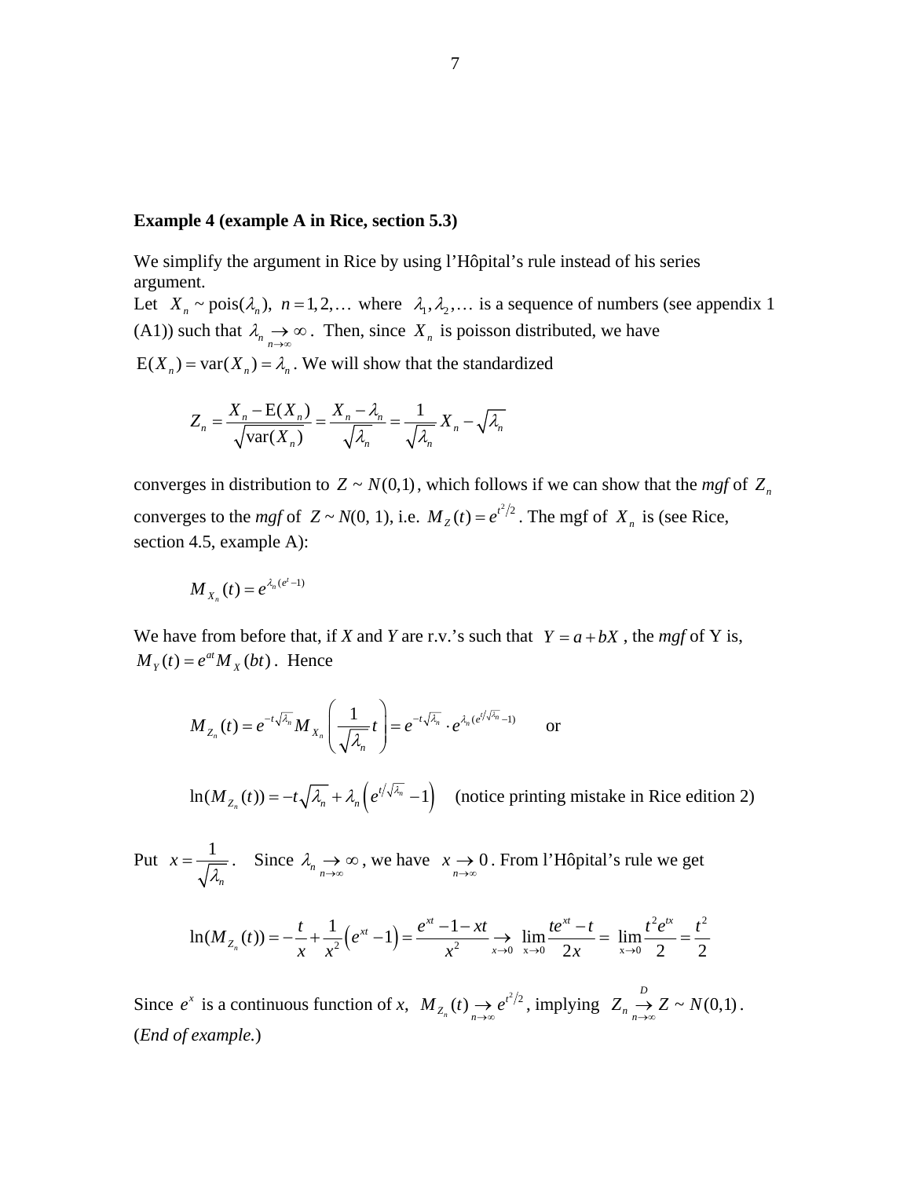**Example 4 (example A in Rice, section 5.3)**

We simplify the argument in Rice by using l'Hôpital's rule instead of his series argument.
Let $X_n \sim \text{pois}(\lambda_n),\ n = 1, 2, \dots$ where $\lambda_1, \lambda_2, \dots$ is a sequence of numbers (see appendix 1 (A1)) such that $\lambda_n \underset{n\to\infty}{\to} \infty$. Then, since $X_n$ is poisson distributed, we have $\text{E}(X_n) = \text{var}(X_n) = \lambda_n$. We will show that the standardized

$$Z_n = \frac{X_n - \text{E}(X_n)}{\sqrt{\text{var}(X_n)}} = \frac{X_n - \lambda_n}{\sqrt{\lambda_n}} = \frac{1}{\sqrt{\lambda_n}} X_n - \sqrt{\lambda_n}$$

converges in distribution to $Z \sim N(0,1)$, which follows if we can show that the *mgf* of $Z_n$ converges to the *mgf* of $Z \sim N(0, 1)$, i.e. $M_Z(t) = e^{t^2/2}$. The mgf of $X_n$ is (see Rice, section 4.5, example A):

$$M_{X_n}(t) = e^{\lambda_n(e^t - 1)}$$

We have from before that, if *X* and *Y* are r.v.'s such that $Y = a + bX$, the *mgf* of Y is, $M_Y(t) = e^{at} M_X(bt)$. Hence

$$M_{Z_n}(t) = e^{-t\sqrt{\lambda_n}} M_{X_n}\left(\frac{1}{\sqrt{\lambda_n}} t\right) = e^{-t\sqrt{\lambda_n}} \cdot e^{\lambda_n(e^{t/\sqrt{\lambda_n}} - 1)} \qquad \text{or}$$

$$\ln(M_{Z_n}(t)) = -t\sqrt{\lambda_n} + \lambda_n\left(e^{t/\sqrt{\lambda_n}} - 1\right) \qquad \text{(notice printing mistake in Rice edition 2)}$$

Put $x = \dfrac{1}{\sqrt{\lambda_n}}$. Since $\lambda_n \underset{n\to\infty}{\to} \infty$, we have $x \underset{n\to\infty}{\to} 0$. From l'Hôpital's rule we get

$$\ln(M_{Z_n}(t)) = -\frac{t}{x} + \frac{1}{x^2}\left(e^{xt} - 1\right) = \frac{e^{xt} - 1 - xt}{x^2} \underset{x\to 0}{\to} \lim_{x\to 0} \frac{te^{xt} - t}{2x} = \lim_{x\to 0} \frac{t^2 e^{tx}}{2} = \frac{t^2}{2}$$

Since $e^x$ is a continuous function of *x*, $M_{Z_n}(t) \underset{n\to\infty}{\to} e^{t^2/2}$, implying $Z_n \overset{D}{\underset{n\to\infty}{\to}} Z \sim N(0,1)$.
(*End of example.*)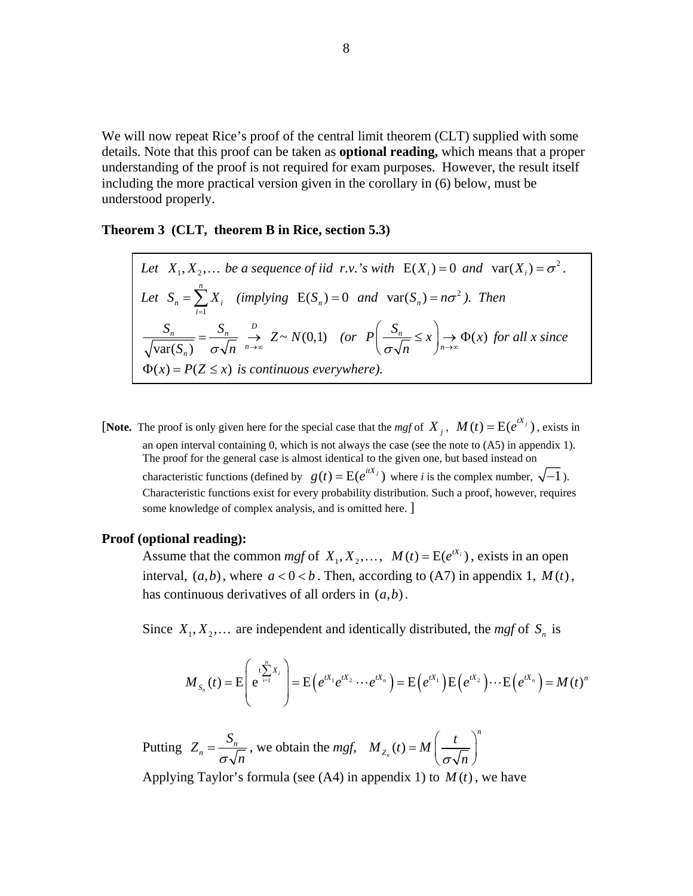We will now repeat Rice's proof of the central limit theorem (CLT) supplied with some details. Note that this proof can be taken as **optional reading,** which means that a proper understanding of the proof is not required for exam purposes. However, the result itself including the more practical version given in the corollary in (6) below, must be understood properly.

**Theorem 3 (CLT, theorem B in Rice, section 5.3)**

> *Let* $X_1, X_2, \ldots$ *be a sequence of iid r.v.'s with* $\mathrm{E}(X_i) = 0$ *and* $\mathrm{var}(X_i) = \sigma^2$.
> *Let* $S_n = \sum_{i=1}^{n} X_i$ *(implying* $\mathrm{E}(S_n) = 0$ *and* $\mathrm{var}(S_n) = n\sigma^2$ *). Then*
> $\dfrac{S_n}{\sqrt{\mathrm{var}(S_n)}} = \dfrac{S_n}{\sigma\sqrt{n}} \underset{n\to\infty}{\overset{D}{\to}} Z \sim N(0,1)$ *(or* $P\left(\dfrac{S_n}{\sigma\sqrt{n}} \le x\right) \underset{n\to\infty}{\to} \Phi(x)$ *for all x since*
> $\Phi(x) = P(Z \le x)$ *is continuous everywhere).*

[**Note.** The proof is only given here for the special case that the *mgf* of $X_j$, $M(t) = \mathrm{E}(e^{tX_j})$, exists in an open interval containing 0, which is not always the case (see the note to (A5) in appendix 1). The proof for the general case is almost identical to the given one, but based instead on characteristic functions (defined by $g(t) = \mathrm{E}(e^{itX_j})$ where *i* is the complex number, $\sqrt{-1}$). Characteristic functions exist for every probability distribution. Such a proof, however, requires some knowledge of complex analysis, and is omitted here. ]

**Proof (optional reading):**

Assume that the common *mgf* of $X_1, X_2, \ldots,$ $M(t) = \mathrm{E}(e^{tX_i})$, exists in an open interval, $(a,b)$, where $a < 0 < b$. Then, according to (A7) in appendix 1, $M(t)$, has continuous derivatives of all orders in $(a,b)$.

Since $X_1, X_2, \ldots$ are independent and identically distributed, the *mgf* of $S_n$ is

$$M_{S_n}(t) = \mathrm{E}\left(e^{t\sum_{i=1}^{n} X_i}\right) = \mathrm{E}\left(e^{tX_1}e^{tX_2}\cdots e^{tX_n}\right) = \mathrm{E}\left(e^{tX_1}\right)\mathrm{E}\left(e^{tX_2}\right)\cdots\mathrm{E}\left(e^{tX_n}\right) = M(t)^n$$

Putting $Z_n = \dfrac{S_n}{\sigma\sqrt{n}}$, we obtain the *mgf*, $M_{Z_n}(t) = M\left(\dfrac{t}{\sigma\sqrt{n}}\right)^n$

Applying Taylor's formula (see (A4) in appendix 1) to $M(t)$, we have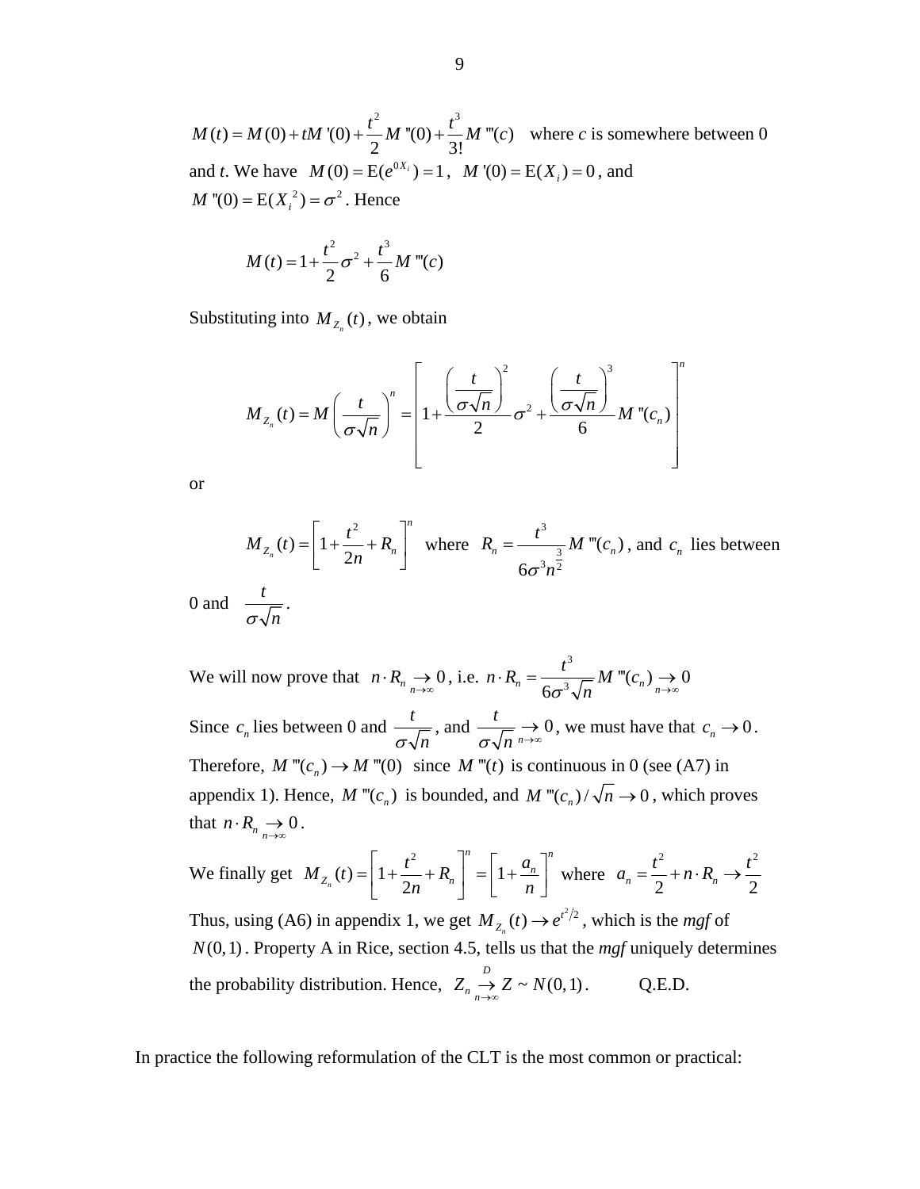$$M(t) = M(0) + tM'(0) + \frac{t^2}{2}M''(0) + \frac{t^3}{3!}M'''(c)$$ where $c$ is somewhere between 0 and $t$. We have $M(0) = \mathrm{E}(e^{0X_i}) = 1$, $M'(0) = \mathrm{E}(X_i) = 0$, and $M''(0) = \mathrm{E}(X_i^{\,2}) = \sigma^2$. Hence

$$M(t) = 1 + \frac{t^2}{2}\sigma^2 + \frac{t^3}{6}M'''(c)$$

Substituting into $M_{Z_n}(t)$, we obtain

$$M_{Z_n}(t) = M\left(\frac{t}{\sigma\sqrt{n}}\right)^n = \left[1 + \frac{\left(\frac{t}{\sigma\sqrt{n}}\right)^2}{2}\sigma^2 + \frac{\left(\frac{t}{\sigma\sqrt{n}}\right)^3}{6}M'''(c_n)\right]^n$$

or

$$M_{Z_n}(t) = \left[1 + \frac{t^2}{2n} + R_n\right]^n$$ where $R_n = \dfrac{t^3}{6\sigma^3 n^{\frac{3}{2}}}M'''(c_n)$, and $c_n$ lies between 0 and $\dfrac{t}{\sigma\sqrt{n}}$.

We will now prove that $n \cdot R_n \underset{n\to\infty}{\to} 0$, i.e. $n \cdot R_n = \dfrac{t^3}{6\sigma^3\sqrt{n}}M'''(c_n) \underset{n\to\infty}{\to} 0$

Since $c_n$ lies between 0 and $\dfrac{t}{\sigma\sqrt{n}}$, and $\dfrac{t}{\sigma\sqrt{n}} \underset{n\to\infty}{\to} 0$, we must have that $c_n \to 0$. Therefore, $M'''(c_n) \to M'''(0)$ since $M'''(t)$ is continuous in 0 (see (A7) in appendix 1). Hence, $M'''(c_n)$ is bounded, and $M'''(c_n)/\sqrt{n} \to 0$, which proves that $n \cdot R_n \underset{n\to\infty}{\to} 0$.

We finally get $M_{Z_n}(t) = \left[1 + \dfrac{t^2}{2n} + R_n\right]^n = \left[1 + \dfrac{a_n}{n}\right]^n$ where $a_n = \dfrac{t^2}{2} + n \cdot R_n \to \dfrac{t^2}{2}$

Thus, using (A6) in appendix 1, we get $M_{Z_n}(t) \to e^{t^2/2}$, which is the *mgf* of $N(0,1)$. Property A in Rice, section 4.5, tells us that the *mgf* uniquely determines the probability distribution. Hence, $Z_n \underset{n\to\infty}{\overset{D}{\to}} Z \sim N(0,1)$. Q.E.D.

In practice the following reformulation of the CLT is the most common or practical: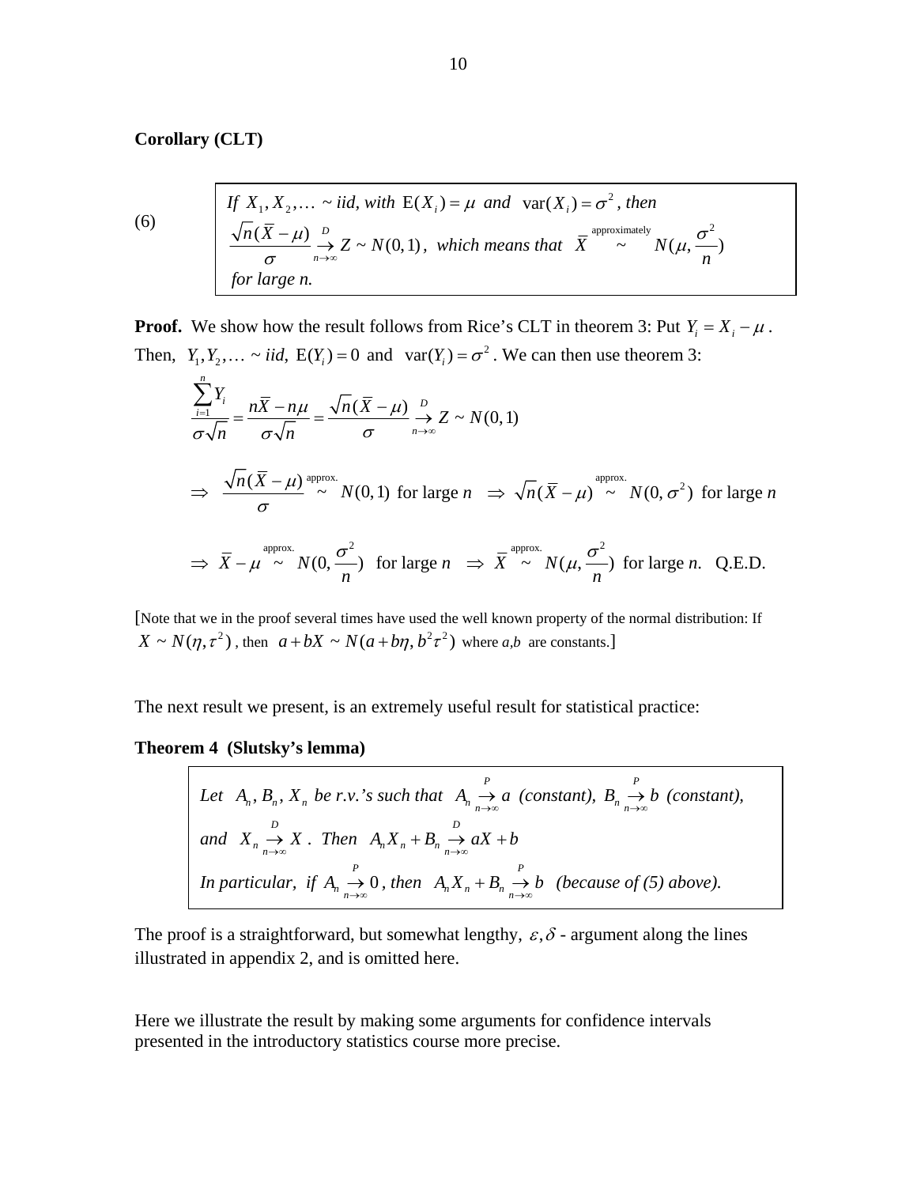**Corollary (CLT)**

(6)

> *If* $X_1, X_2, \ldots \sim$ *iid, with* $\mathrm{E}(X_i) = \mu$ *and* $\mathrm{var}(X_i) = \sigma^2$*, then*
> $\dfrac{\sqrt{n}(\bar{X} - \mu)}{\sigma} \underset{n\to\infty}{\overset{D}{\to}} Z \sim N(0,1)$*, which means that* $\bar{X} \overset{\text{approximately}}{\sim} N(\mu, \dfrac{\sigma^2}{n})$
> *for large n.*

**Proof.** We show how the result follows from Rice's CLT in theorem 3: Put $Y_i = X_i - \mu$. Then, $Y_1, Y_2, \ldots \sim iid$, $\mathrm{E}(Y_i) = 0$ and $\mathrm{var}(Y_i) = \sigma^2$. We can then use theorem 3:

$$\frac{\sum_{i=1}^{n} Y_i}{\sigma\sqrt{n}} = \frac{n\bar{X} - n\mu}{\sigma\sqrt{n}} = \frac{\sqrt{n}(\bar{X} - \mu)}{\sigma} \underset{n\to\infty}{\overset{D}{\to}} Z \sim N(0,1)$$

$$\Rightarrow \frac{\sqrt{n}(\bar{X} - \mu)}{\sigma} \overset{\text{approx.}}{\sim} N(0,1) \text{ for large } n \quad \Rightarrow \sqrt{n}(\bar{X} - \mu) \overset{\text{approx.}}{\sim} N(0, \sigma^2) \text{ for large } n$$

$$\Rightarrow \bar{X} - \mu \overset{\text{approx.}}{\sim} N(0, \frac{\sigma^2}{n}) \text{ for large } n \quad \Rightarrow \bar{X} \overset{\text{approx.}}{\sim} N(\mu, \frac{\sigma^2}{n}) \text{ for large } n. \quad \text{Q.E.D.}$$

[Note that we in the proof several times have used the well known property of the normal distribution: If $X \sim N(\eta, \tau^2)$, then $a + bX \sim N(a + b\eta, b^2\tau^2)$ where *a,b* are constants.]

The next result we present, is an extremely useful result for statistical practice:

**Theorem 4 (Slutsky's lemma)**

> *Let* $A_n, B_n, X_n$ *be r.v.'s such that* $A_n \underset{n\to\infty}{\overset{P}{\to}} a$ *(constant),* $B_n \underset{n\to\infty}{\overset{P}{\to}} b$ *(constant),*
> *and* $X_n \underset{n\to\infty}{\overset{D}{\to}} X$*. Then* $A_n X_n + B_n \underset{n\to\infty}{\overset{D}{\to}} aX + b$
> *In particular, if* $A_n \underset{n\to\infty}{\overset{P}{\to}} 0$*, then* $A_n X_n + B_n \underset{n\to\infty}{\overset{P}{\to}} b$ *(because of (5) above).*

The proof is a straightforward, but somewhat lengthy, $\varepsilon, \delta$ - argument along the lines illustrated in appendix 2, and is omitted here.

Here we illustrate the result by making some arguments for confidence intervals presented in the introductory statistics course more precise.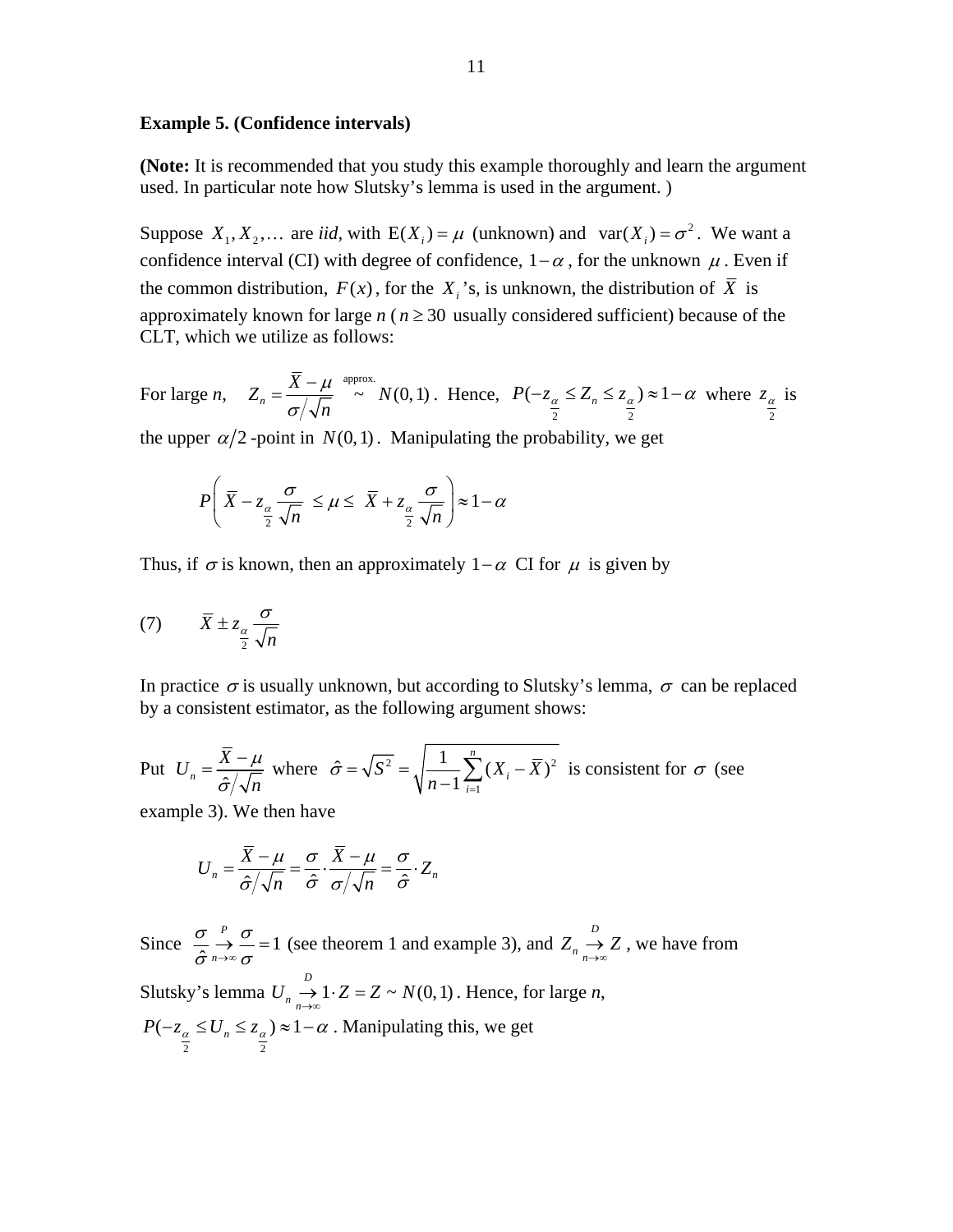**Example 5. (Confidence intervals)**

**(Note:** It is recommended that you study this example thoroughly and learn the argument used. In particular note how Slutsky's lemma is used in the argument. )

Suppose $X_1, X_2, \ldots$ are *iid*, with $\mathrm{E}(X_i) = \mu$ (unknown) and $\mathrm{var}(X_i) = \sigma^2$. We want a confidence interval (CI) with degree of confidence, $1-\alpha$, for the unknown $\mu$. Even if the common distribution, $F(x)$, for the $X_i$'s, is unknown, the distribution of $\bar{X}$ is approximately known for large *n* ($n \geq 30$ usually considered sufficient) because of the CLT, which we utilize as follows:

For large *n*, $Z_n = \dfrac{\bar{X} - \mu}{\sigma/\sqrt{n}} \overset{\text{approx.}}{\sim} N(0,1)$. Hence, $P(-z_{\frac{\alpha}{2}} \leq Z_n \leq z_{\frac{\alpha}{2}}) \approx 1-\alpha$ where $z_{\frac{\alpha}{2}}$ is the upper $\alpha/2$-point in $N(0,1)$. Manipulating the probability, we get

$$P\left( \bar{X} - z_{\frac{\alpha}{2}} \frac{\sigma}{\sqrt{n}} \leq \mu \leq \bar{X} + z_{\frac{\alpha}{2}} \frac{\sigma}{\sqrt{n}} \right) \approx 1-\alpha$$

Thus, if $\sigma$ is known, then an approximately $1-\alpha$ CI for $\mu$ is given by

$$(7) \qquad \bar{X} \pm z_{\frac{\alpha}{2}} \frac{\sigma}{\sqrt{n}}$$

In practice $\sigma$ is usually unknown, but according to Slutsky's lemma, $\sigma$ can be replaced by a consistent estimator, as the following argument shows:

Put $U_n = \dfrac{\bar{X} - \mu}{\hat{\sigma}/\sqrt{n}}$ where $\hat{\sigma} = \sqrt{S^2} = \sqrt{\dfrac{1}{n-1}\displaystyle\sum_{i=1}^{n}(X_i - \bar{X})^2}$ is consistent for $\sigma$ (see example 3). We then have

$$U_n = \frac{\bar{X} - \mu}{\hat{\sigma}/\sqrt{n}} = \frac{\sigma}{\hat{\sigma}} \cdot \frac{\bar{X} - \mu}{\sigma/\sqrt{n}} = \frac{\sigma}{\hat{\sigma}} \cdot Z_n$$

Since $\dfrac{\sigma}{\hat{\sigma}} \underset{n\to\infty}{\overset{P}{\to}} \dfrac{\sigma}{\sigma} = 1$ (see theorem 1 and example 3), and $Z_n \underset{n\to\infty}{\overset{D}{\to}} Z$, we have from Slutsky's lemma $U_n \underset{n\to\infty}{\overset{D}{\to}} 1 \cdot Z = Z \sim N(0,1)$. Hence, for large *n*, $P(-z_{\frac{\alpha}{2}} \leq U_n \leq z_{\frac{\alpha}{2}}) \approx 1-\alpha$. Manipulating this, we get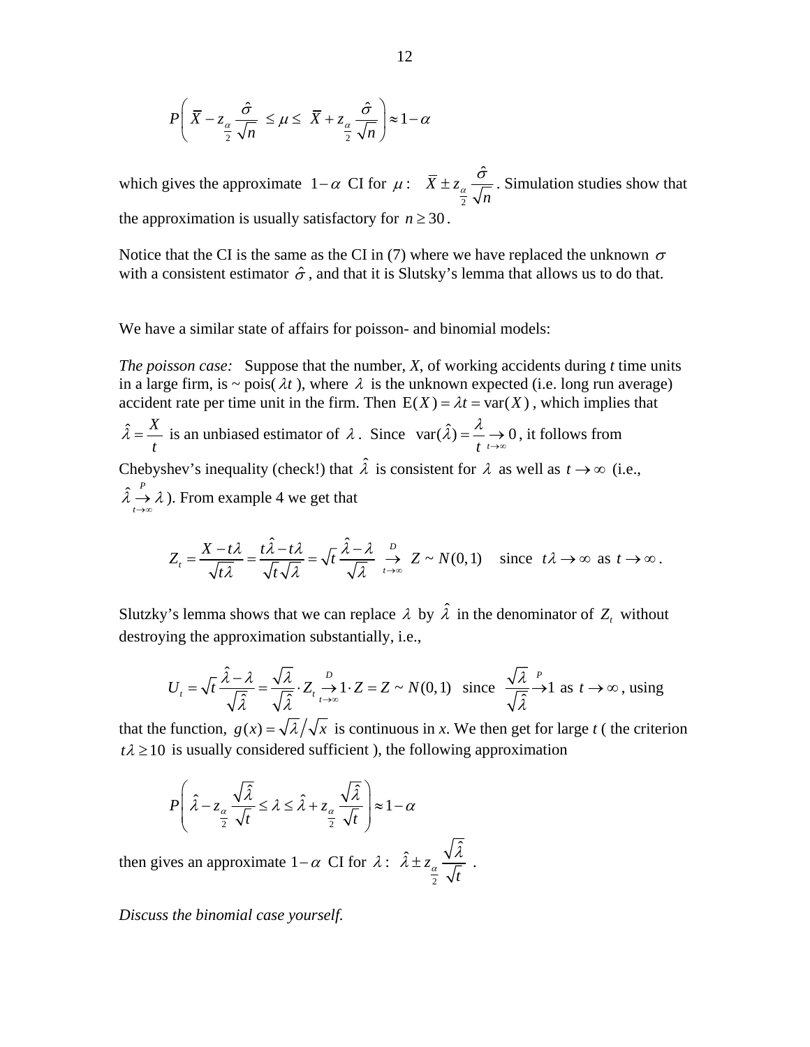$$P\left( \overline{X} - z_{\frac{\alpha}{2}} \frac{\hat{\sigma}}{\sqrt{n}} \le \mu \le \overline{X} + z_{\frac{\alpha}{2}} \frac{\hat{\sigma}}{\sqrt{n}} \right) \approx 1-\alpha$$

which gives the approximate $1-\alpha$ CI for $\mu$: $\overline{X} \pm z_{\frac{\alpha}{2}} \frac{\hat{\sigma}}{\sqrt{n}}$. Simulation studies show that the approximation is usually satisfactory for $n \ge 30$.

Notice that the CI is the same as the CI in (7) where we have replaced the unknown $\sigma$ with a consistent estimator $\hat{\sigma}$, and that it is Slutsky's lemma that allows us to do that.

We have a similar state of affairs for poisson- and binomial models:

*The poisson case:* Suppose that the number, *X*, of working accidents during *t* time units in a large firm, is ~ pois($\lambda t$), where $\lambda$ is the unknown expected (i.e. long run average) accident rate per time unit in the firm. Then $\mathrm{E}(X) = \lambda t = \mathrm{var}(X)$, which implies that $\hat{\lambda} = \frac{X}{t}$ is an unbiased estimator of $\lambda$. Since $\mathrm{var}(\hat{\lambda}) = \frac{\lambda}{t} \underset{t\to\infty}{\to} 0$, it follows from Chebyshev's inequality (check!) that $\hat{\lambda}$ is consistent for $\lambda$ as well as $t \to \infty$ (i.e., $\hat{\lambda} \underset{t\to\infty}{\overset{P}{\to}} \lambda$). From example 4 we get that

$$Z_t = \frac{X - t\lambda}{\sqrt{t\lambda}} = \frac{t\hat{\lambda} - t\lambda}{\sqrt{t}\sqrt{\lambda}} = \sqrt{t}\,\frac{\hat{\lambda} - \lambda}{\sqrt{\lambda}} \underset{t\to\infty}{\overset{D}{\to}} Z \sim N(0,1) \quad \text{since } \; t\lambda \to \infty \text{ as } t \to \infty.$$

Slutzky's lemma shows that we can replace $\lambda$ by $\hat{\lambda}$ in the denominator of $Z_t$ without destroying the approximation substantially, i.e.,

$$U_t = \sqrt{t}\,\frac{\hat{\lambda} - \lambda}{\sqrt{\hat{\lambda}}} = \frac{\sqrt{\lambda}}{\sqrt{\hat{\lambda}}} \cdot Z_t \underset{t\to\infty}{\overset{D}{\to}} 1 \cdot Z = Z \sim N(0,1) \quad \text{since } \frac{\sqrt{\lambda}}{\sqrt{\hat{\lambda}}} \overset{P}{\to} 1 \text{ as } t \to \infty, \text{ using}$$

that the function, $g(x) = \sqrt{\lambda}\big/\sqrt{x}$ is continuous in *x*. We then get for large *t* ( the criterion $t\lambda \ge 10$ is usually considered sufficient ), the following approximation

$$P\left( \hat{\lambda} - z_{\frac{\alpha}{2}} \frac{\sqrt{\hat{\lambda}}}{\sqrt{t}} \le \lambda \le \hat{\lambda} + z_{\frac{\alpha}{2}} \frac{\sqrt{\hat{\lambda}}}{\sqrt{t}} \right) \approx 1-\alpha$$

then gives an approximate $1-\alpha$ CI for $\lambda$: $\hat{\lambda} \pm z_{\frac{\alpha}{2}} \frac{\sqrt{\hat{\lambda}}}{\sqrt{t}}$ .

*Discuss the binomial case yourself.*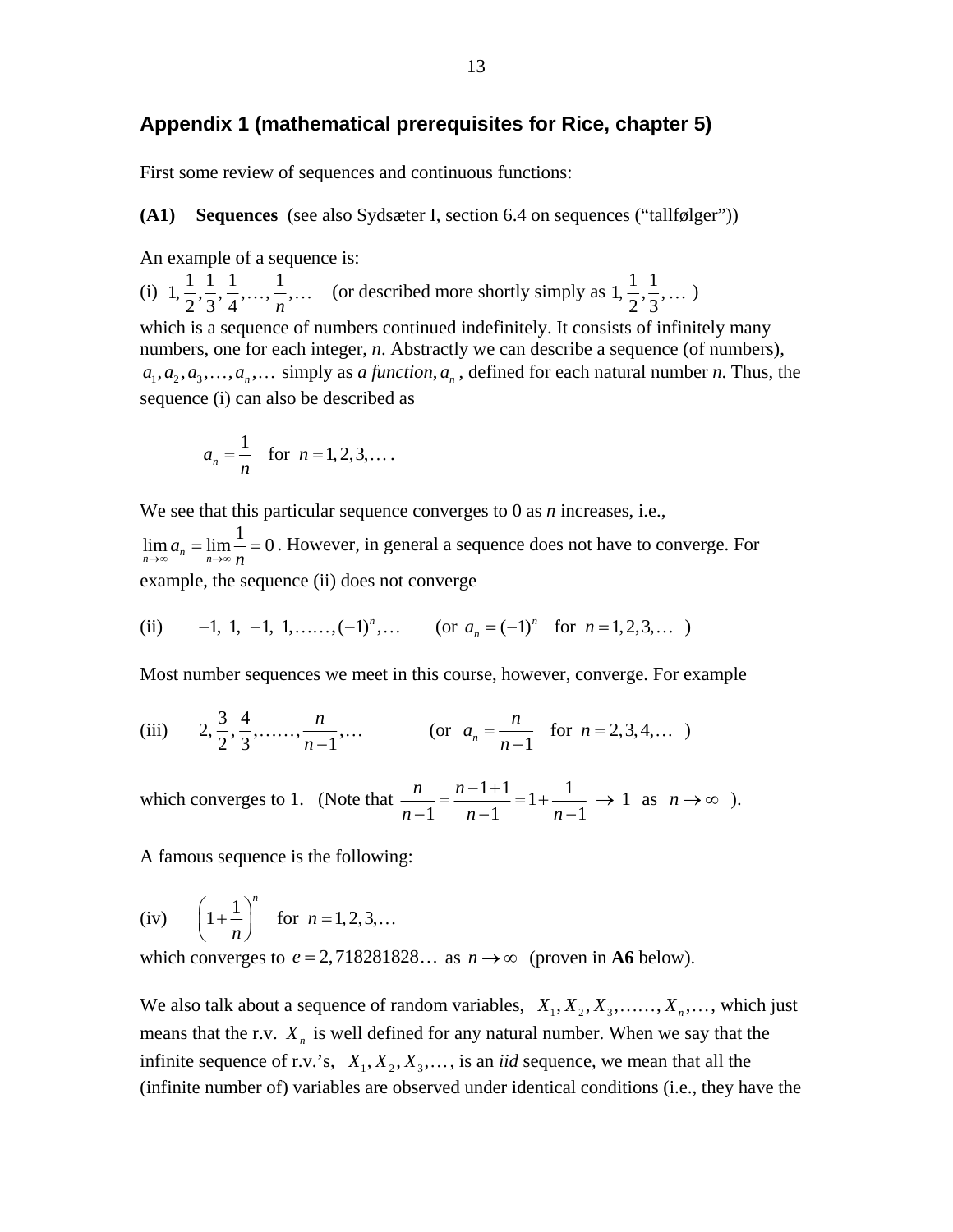## Appendix 1 (mathematical prerequisites for Rice, chapter 5)

First some review of sequences and continuous functions:

**(A1) Sequences** (see also Sydsæter I, section 6.4 on sequences ("tallfølger"))

An example of a sequence is:

(i) $1, \frac{1}{2}, \frac{1}{3}, \frac{1}{4}, \ldots, \frac{1}{n}, \ldots$ (or described more shortly simply as $1, \frac{1}{2}, \frac{1}{3}, \ldots$ )

which is a sequence of numbers continued indefinitely. It consists of infinitely many numbers, one for each integer, *n*. Abstractly we can describe a sequence (of numbers), $a_1, a_2, a_3, \ldots, a_n, \ldots$ simply as *a function*, $a_n$, defined for each natural number *n*. Thus, the sequence (i) can also be described as

$$a_n = \frac{1}{n} \quad \text{for } n = 1, 2, 3, \ldots .$$

We see that this particular sequence converges to 0 as *n* increases, i.e., $\lim_{n\to\infty} a_n = \lim_{n\to\infty} \frac{1}{n} = 0$. However, in general a sequence does not have to converge. For example, the sequence (ii) does not converge

(ii) $\quad -1,\ 1,\ -1,\ 1, \ldots\ldots, (-1)^n, \ldots \qquad$ (or $a_n = (-1)^n$ for $n = 1, 2, 3, \ldots$ )

Most number sequences we meet in this course, however, converge. For example

(iii) $\quad 2, \frac{3}{2}, \frac{4}{3}, \ldots\ldots, \frac{n}{n-1}, \ldots \qquad$ (or $a_n = \frac{n}{n-1}$ for $n = 2, 3, 4, \ldots$ )

which converges to 1. (Note that $\frac{n}{n-1} = \frac{n-1+1}{n-1} = 1 + \frac{1}{n-1} \to 1$ as $n \to \infty$ ).

A famous sequence is the following:

(iv) $\quad \left(1 + \frac{1}{n}\right)^n$ for $n = 1, 2, 3, \ldots$

which converges to $e = 2,718281828\ldots$ as $n \to \infty$ (proven in **A6** below).

We also talk about a sequence of random variables, $X_1, X_2, X_3, \ldots\ldots, X_n, \ldots$, which just means that the r.v. $X_n$ is well defined for any natural number. When we say that the infinite sequence of r.v.'s, $X_1, X_2, X_3, \ldots$, is an *iid* sequence, we mean that all the (infinite number of) variables are observed under identical conditions (i.e., they have the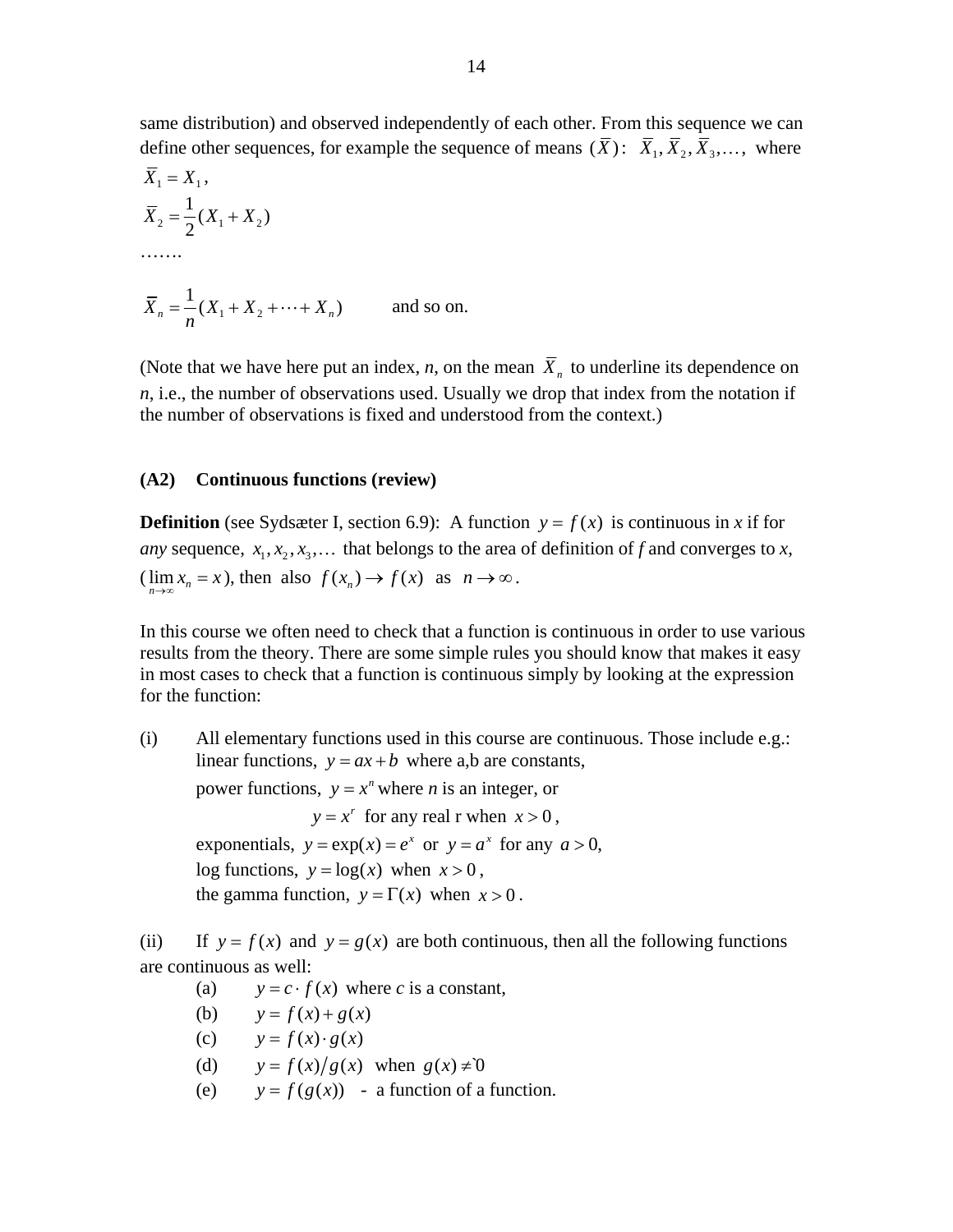same distribution) and observed independently of each other. From this sequence we can define other sequences, for example the sequence of means $(\bar{X})$: $\bar{X}_1, \bar{X}_2, \bar{X}_3, \ldots$, where

$\bar{X}_1 = X_1$,

$\bar{X}_2 = \frac{1}{2}(X_1 + X_2)$

…….

$\bar{X}_n = \frac{1}{n}(X_1 + X_2 + \cdots + X_n)$ and so on.

(Note that we have here put an index, *n*, on the mean $\bar{X}_n$ to underline its dependence on *n*, i.e., the number of observations used. Usually we drop that index from the notation if the number of observations is fixed and understood from the context.)

### (A2) Continuous functions (review)

**Definition** (see Sydsæter I, section 6.9): A function $y = f(x)$ is continuous in *x* if for *any* sequence, $x_1, x_2, x_3, \ldots$ that belongs to the area of definition of *f* and converges to *x*, ($\lim_{n\to\infty} x_n = x$), then also $f(x_n) \to f(x)$ as $n \to \infty$.

In this course we often need to check that a function is continuous in order to use various results from the theory. There are some simple rules you should know that makes it easy in most cases to check that a function is continuous simply by looking at the expression for the function:

(i) All elementary functions used in this course are continuous. Those include e.g.:
linear functions, $y = ax + b$ where a,b are constants,
power functions, $y = x^n$ where *n* is an integer, or
$y = x^r$ for any real r when $x > 0$,
exponentials, $y = \exp(x) = e^x$ or $y = a^x$ for any $a > 0$,
log functions, $y = \log(x)$ when $x > 0$,
the gamma function, $y = \Gamma(x)$ when $x > 0$.

(ii) If $y = f(x)$ and $y = g(x)$ are both continuous, then all the following functions are continuous as well:

- (a) $y = c \cdot f(x)$ where *c* is a constant,
- (b) $y = f(x) + g(x)$
- (c) $y = f(x) \cdot g(x)$
- (d) $y = f(x)/g(x)$ when $g(x) \neq 0$
- (e) $y = f(g(x))$ - a function of a function.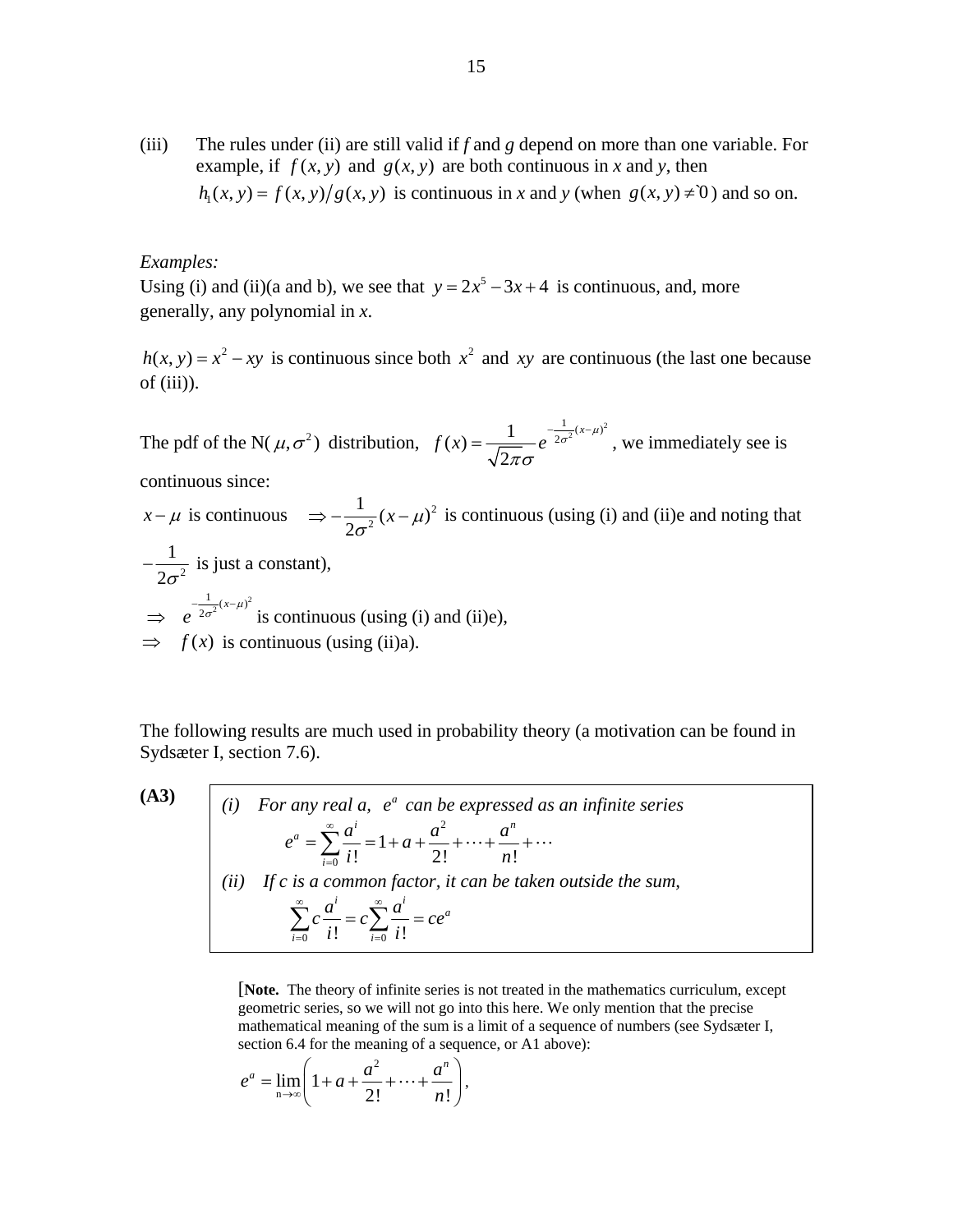(iii) The rules under (ii) are still valid if $f$ and $g$ depend on more than one variable. For example, if $f(x,y)$ and $g(x,y)$ are both continuous in $x$ and $y$, then $h_1(x,y) = f(x,y)/g(x,y)$ is continuous in $x$ and $y$ (when $g(x,y) \neq 0$) and so on.

*Examples:*

Using (i) and (ii)(a and b), we see that $y = 2x^5 - 3x + 4$ is continuous, and, more generally, any polynomial in $x$.

$h(x,y) = x^2 - xy$ is continuous since both $x^2$ and $xy$ are continuous (the last one because of (iii)).

The pdf of the N($\mu, \sigma^2$) distribution, $f(x) = \frac{1}{\sqrt{2\pi}\sigma} e^{-\frac{1}{2\sigma^2}(x-\mu)^2}$, we immediately see is continuous since:

$x - \mu$ is continuous $\Rightarrow -\frac{1}{2\sigma^2}(x-\mu)^2$ is continuous (using (i) and (ii)e and noting that $-\frac{1}{2\sigma^2}$ is just a constant),

$\Rightarrow$ $e^{-\frac{1}{2\sigma^2}(x-\mu)^2}$ is continuous (using (i) and (ii)e),

$\Rightarrow$ $f(x)$ is continuous (using (ii)a).

The following results are much used in probability theory (a motivation can be found in Sydsæter I, section 7.6).

**(A3)**

> *(i) For any real a, $e^a$ can be expressed as an infinite series*
>
> $$e^a = \sum_{i=0}^{\infty} \frac{a^i}{i!} = 1 + a + \frac{a^2}{2!} + \cdots + \frac{a^n}{n!} + \cdots$$
>
> *(ii) If c is a common factor, it can be taken outside the sum,*
>
> $$\sum_{i=0}^{\infty} c\frac{a^i}{i!} = c\sum_{i=0}^{\infty} \frac{a^i}{i!} = ce^a$$

[**Note.** The theory of infinite series is not treated in the mathematics curriculum, except geometric series, so we will not go into this here. We only mention that the precise mathematical meaning of the sum is a limit of a sequence of numbers (see Sydsæter I, section 6.4 for the meaning of a sequence, or A1 above):

$$e^a = \lim_{n\to\infty}\left(1 + a + \frac{a^2}{2!} + \cdots + \frac{a^n}{n!}\right),$$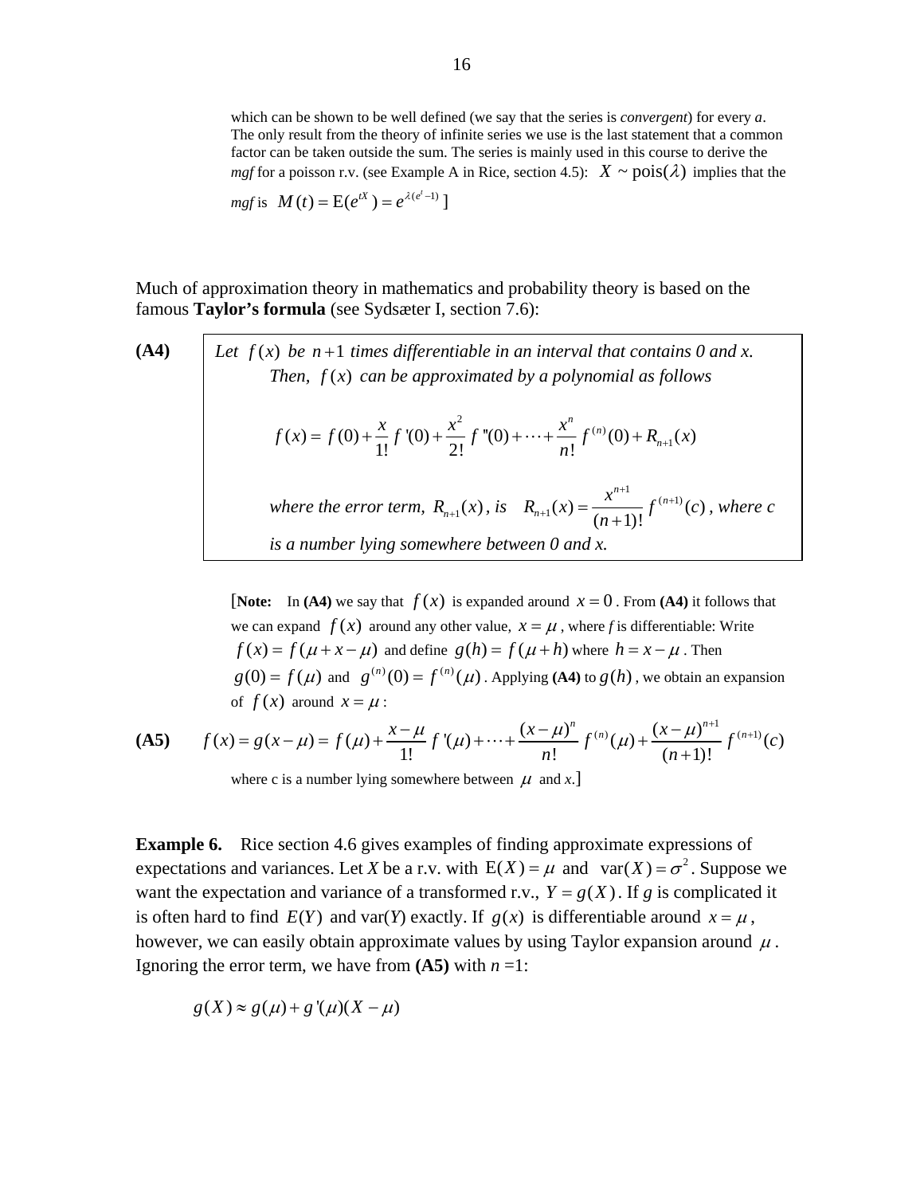which can be shown to be well defined (we say that the series is *convergent*) for every *a*. The only result from the theory of infinite series we use is the last statement that a common factor can be taken outside the sum. The series is mainly used in this course to derive the *mgf* for a poisson r.v. (see Example A in Rice, section 4.5): $X \sim \text{pois}(\lambda)$ implies that the *mgf* is $M(t) = \text{E}(e^{tX}) = e^{\lambda(e^t - 1)}$ ]

Much of approximation theory in mathematics and probability theory is based on the famous **Taylor's formula** (see Sydsæter I, section 7.6):

**(A4)** *Let $f(x)$ be $n+1$ times differentiable in an interval that contains 0 and x. Then, $f(x)$ can be approximated by a polynomial as follows*

$$f(x) = f(0) + \frac{x}{1!} f'(0) + \frac{x^2}{2!} f''(0) + \cdots + \frac{x^n}{n!} f^{(n)}(0) + R_{n+1}(x)$$

*where the error term, $R_{n+1}(x)$, is* $R_{n+1}(x) = \frac{x^{n+1}}{(n+1)!} f^{(n+1)}(c)$, *where c is a number lying somewhere between 0 and x.*

[**Note:** In **(A4)** we say that $f(x)$ is expanded around $x = 0$. From **(A4)** it follows that we can expand $f(x)$ around any other value, $x = \mu$, where *f* is differentiable: Write $f(x) = f(\mu + x - \mu)$ and define $g(h) = f(\mu + h)$ where $h = x - \mu$. Then $g(0) = f(\mu)$ and $g^{(n)}(0) = f^{(n)}(\mu)$. Applying **(A4)** to $g(h)$, we obtain an expansion of $f(x)$ around $x = \mu$:

**(A5)**
$$f(x) = g(x - \mu) = f(\mu) + \frac{x - \mu}{1!} f'(\mu) + \cdots + \frac{(x - \mu)^n}{n!} f^{(n)}(\mu) + \frac{(x - \mu)^{n+1}}{(n+1)!} f^{(n+1)}(c)$$

where c is a number lying somewhere between $\mu$ and *x*.]

**Example 6.** Rice section 4.6 gives examples of finding approximate expressions of expectations and variances. Let *X* be a r.v. with $\text{E}(X) = \mu$ and $\text{var}(X) = \sigma^2$. Suppose we want the expectation and variance of a transformed r.v., $Y = g(X)$. If *g* is complicated it is often hard to find $E(Y)$ and var(*Y*) exactly. If $g(x)$ is differentiable around $x = \mu$, however, we can easily obtain approximate values by using Taylor expansion around $\mu$. Ignoring the error term, we have from **(A5)** with *n* =1:

$$g(X) \approx g(\mu) + g'(\mu)(X - \mu)$$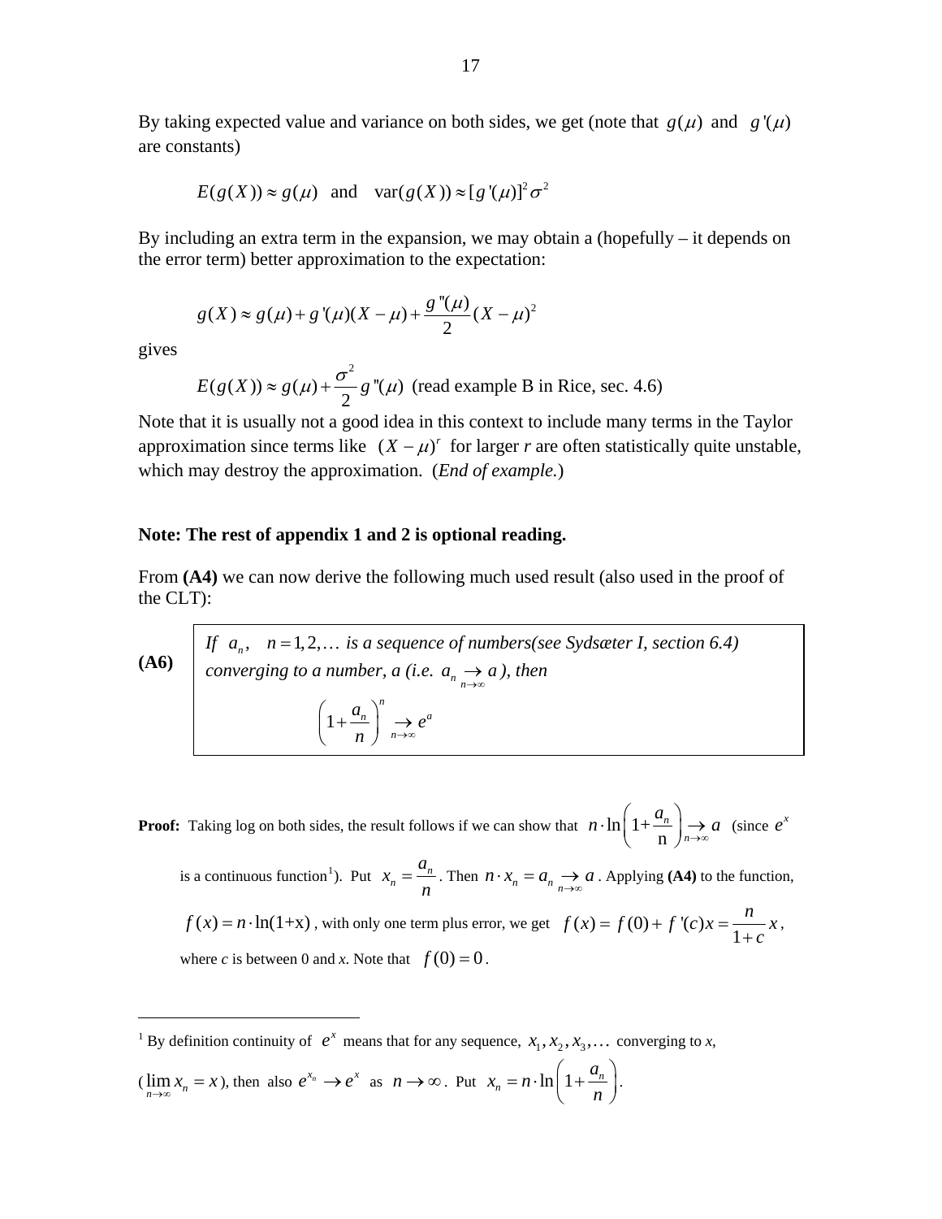By taking expected value and variance on both sides, we get (note that $g(\mu)$ and $g'(\mu)$ are constants)

$$E(g(X)) \approx g(\mu) \quad \text{and} \quad \text{var}(g(X)) \approx [g'(\mu)]^2 \sigma^2$$

By including an extra term in the expansion, we may obtain a (hopefully – it depends on the error term) better approximation to the expectation:

$$g(X) \approx g(\mu) + g'(\mu)(X-\mu) + \frac{g''(\mu)}{2}(X-\mu)^2$$

gives

$$E(g(X)) \approx g(\mu) + \frac{\sigma^2}{2} g''(\mu) \text{ (read example B in Rice, sec. 4.6)}$$

Note that it is usually not a good idea in this context to include many terms in the Taylor approximation since terms like $(X-\mu)^r$ for larger *r* are often statistically quite unstable, which may destroy the approximation. (*End of example.*)

**Note: The rest of appendix 1 and 2 is optional reading.**

From **(A4)** we can now derive the following much used result (also used in the proof of the CLT):

**(A6)** *If* $a_n, \quad n = 1, 2, \ldots$ *is a sequence of numbers(see Sydsæter I, section 6.4) converging to a number, a (i.e.* $a_n \underset{n\to\infty}{\to} a$ *), then*

$$\left(1 + \frac{a_n}{n}\right)^n \underset{n\to\infty}{\to} e^a$$

**Proof:** Taking log on both sides, the result follows if we can show that $n \cdot \ln\left(1 + \frac{a_n}{n}\right) \underset{n\to\infty}{\to} a$ (since $e^x$ is a continuous function[1]). Put $x_n = \frac{a_n}{n}$. Then $n \cdot x_n = a_n \underset{n\to\infty}{\to} a$. Applying **(A4)** to the function, $f(x) = n \cdot \ln(1+x)$, with only one term plus error, we get $f(x) = f(0) + f'(c)x = \frac{n}{1+c}x$, where *c* is between 0 and *x*. Note that $f(0) = 0$.

---

[1] By definition continuity of $e^x$ means that for any sequence, $x_1, x_2, x_3, \ldots$ converging to *x*, ($\lim_{n\to\infty} x_n = x$), then also $e^{x_n} \to e^x$ as $n \to \infty$. Put $x_n = n \cdot \ln\left(1 + \frac{a_n}{n}\right)$.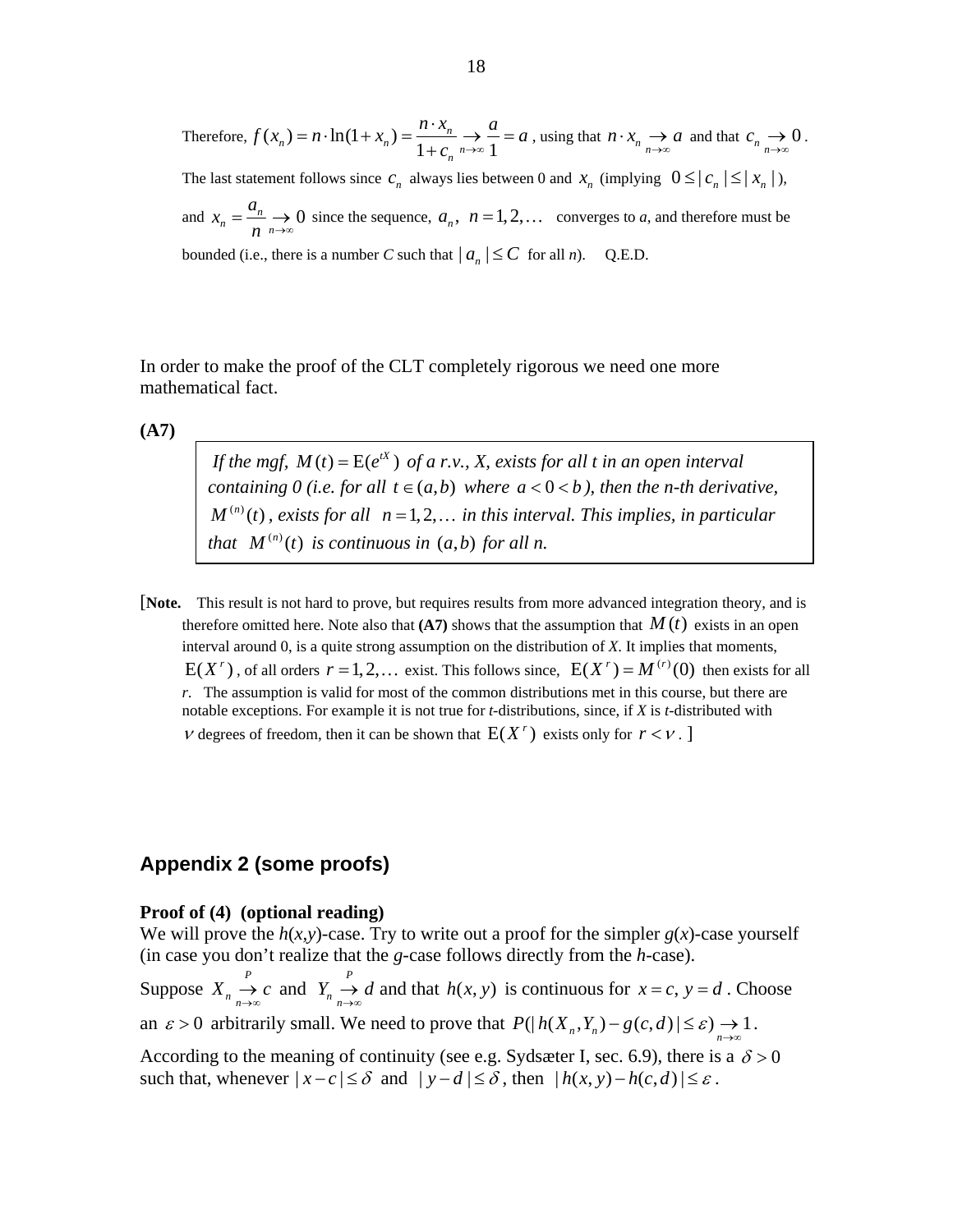Therefore, $f(x_n) = n \cdot \ln(1+x_n) = \dfrac{n \cdot x_n}{1+c_n} \underset{n\to\infty}{\to} \dfrac{a}{1} = a$ , using that $n \cdot x_n \underset{n\to\infty}{\to} a$ and that $c_n \underset{n\to\infty}{\to} 0$ . The last statement follows since $c_n$ always lies between 0 and $x_n$ (implying $0 \le |c_n| \le |x_n|$ ), and $x_n = \dfrac{a_n}{n} \underset{n\to\infty}{\to} 0$ since the sequence, $a_n, \; n = 1, 2, \ldots$ converges to *a*, and therefore must be bounded (i.e., there is a number *C* such that $|a_n| \le C$ for all *n*). Q.E.D.

In order to make the proof of the CLT completely rigorous we need one more mathematical fact.

**(A7)**

> *If the mgf,* $M(t) = \mathrm{E}(e^{tX})$ *of a r.v., X, exists for all t in an open interval containing 0 (i.e. for all* $t \in (a,b)$ *where* $a < 0 < b$ *), then the n-th derivative,* $M^{(n)}(t)$ *, exists for all* $n = 1, 2, \ldots$ *in this interval. This implies, in particular that* $M^{(n)}(t)$ *is continuous in* $(a,b)$ *for all n.*

[**Note.** This result is not hard to prove, but requires results from more advanced integration theory, and is therefore omitted here. Note also that **(A7)** shows that the assumption that $M(t)$ exists in an open interval around 0, is a quite strong assumption on the distribution of *X*. It implies that moments, $\mathrm{E}(X^r)$ , of all orders $r = 1, 2, \ldots$ exist. This follows since, $\mathrm{E}(X^r) = M^{(r)}(0)$ then exists for all *r*. The assumption is valid for most of the common distributions met in this course, but there are notable exceptions. For example it is not true for *t*-distributions, since, if *X* is *t*-distributed with $\nu$ degrees of freedom, then it can be shown that $\mathrm{E}(X^r)$ exists only for $r < \nu$ . ]

## Appendix 2 (some proofs)

**Proof of (4) (optional reading)**

We will prove the *h*(*x*,*y*)-case. Try to write out a proof for the simpler *g*(*x*)-case yourself (in case you don't realize that the *g*-case follows directly from the *h*-case).

Suppose $X_n \underset{n\to\infty}{\overset{P}{\to}} c$ and $Y_n \underset{n\to\infty}{\overset{P}{\to}} d$ and that $h(x, y)$ is continuous for $x = c, \; y = d$ . Choose an $\varepsilon > 0$ arbitrarily small. We need to prove that $P(|h(X_n, Y_n) - g(c,d)| \le \varepsilon) \underset{n\to\infty}{\to} 1$ .

According to the meaning of continuity (see e.g. Sydsæter I, sec. 6.9), there is a $\delta > 0$ such that, whenever $|x - c| \le \delta$ and $|y - d| \le \delta$ , then $|h(x, y) - h(c,d)| \le \varepsilon$ .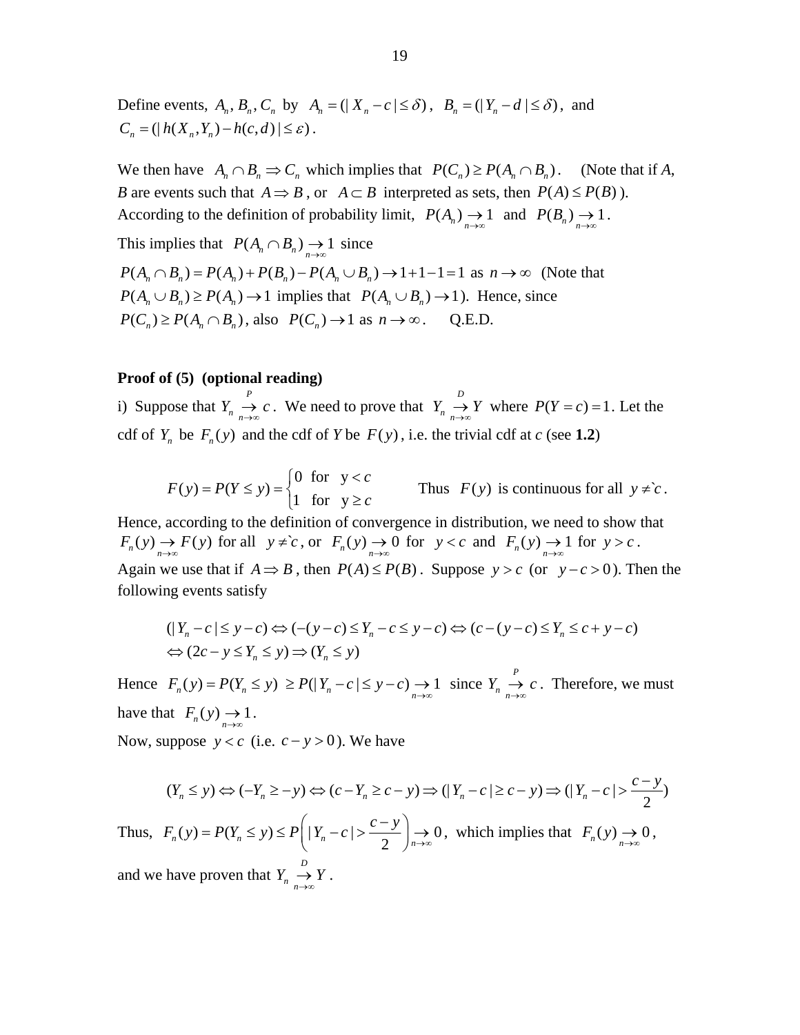Define events, $A_n, B_n, C_n$ by $A_n = (|X_n - c| \le \delta)$, $B_n = (|Y_n - d| \le \delta)$, and $C_n = (|h(X_n, Y_n) - h(c,d)| \le \varepsilon)$.

We then have $A_n \cap B_n \Rightarrow C_n$ which implies that $P(C_n) \ge P(A_n \cap B_n)$. (Note that if *A*, *B* are events such that $A \Rightarrow B$, or $A \subset B$ interpreted as sets, then $P(A) \le P(B)$ ).
According to the definition of probability limit, $P(A_n) \underset{n\to\infty}{\to} 1$ and $P(B_n) \underset{n\to\infty}{\to} 1$.
This implies that $P(A_n \cap B_n) \underset{n\to\infty}{\to} 1$ since
$P(A_n \cap B_n) = P(A_n) + P(B_n) - P(A_n \cup B_n) \to 1 + 1 - 1 = 1$ as $n \to \infty$ (Note that $P(A_n \cup B_n) \ge P(A_n) \to 1$ implies that $P(A_n \cup B_n) \to 1$). Hence, since $P(C_n) \ge P(A_n \cap B_n)$, also $P(C_n) \to 1$ as $n \to \infty$. Q.E.D.

**Proof of (5) (optional reading)**

i) Suppose that $Y_n \underset{n\to\infty}{\overset{P}{\to}} c$. We need to prove that $Y_n \underset{n\to\infty}{\overset{D}{\to}} Y$ where $P(Y = c) = 1$. Let the cdf of $Y_n$ be $F_n(y)$ and the cdf of *Y* be $F(y)$, i.e. the trivial cdf at *c* (see **1.2**)

$$F(y) = P(Y \le y) = \begin{cases} 0 & \text{for} \quad y < c \\ 1 & \text{for} \quad y \ge c \end{cases} \qquad \text{Thus } F(y) \text{ is continuous for all } y \ne c.$$

Hence, according to the definition of convergence in distribution, we need to show that $F_n(y) \underset{n\to\infty}{\to} F(y)$ for all $y \ne c$, or $F_n(y) \underset{n\to\infty}{\to} 0$ for $y < c$ and $F_n(y) \underset{n\to\infty}{\to} 1$ for $y > c$.
Again we use that if $A \Rightarrow B$, then $P(A) \le P(B)$. Suppose $y > c$ (or $y - c > 0$). Then the following events satisfy

$$\begin{aligned}
&(|Y_n - c| \le y - c) \Leftrightarrow (-(y-c) \le Y_n - c \le y - c) \Leftrightarrow (c - (y-c) \le Y_n \le c + y - c) \\
&\Leftrightarrow (2c - y \le Y_n \le y) \Rightarrow (Y_n \le y)
\end{aligned}$$

Hence $F_n(y) = P(Y_n \le y) \ge P(|Y_n - c| \le y - c) \underset{n\to\infty}{\to} 1$ since $Y_n \underset{n\to\infty}{\overset{P}{\to}} c$. Therefore, we must have that $F_n(y) \underset{n\to\infty}{\to} 1$.
Now, suppose $y < c$ (i.e. $c - y > 0$). We have

$$(Y_n \le y) \Leftrightarrow (-Y_n \ge -y) \Leftrightarrow (c - Y_n \ge c - y) \Rightarrow (|Y_n - c| \ge c - y) \Rightarrow (|Y_n - c| > \frac{c-y}{2})$$

Thus, $F_n(y) = P(Y_n \le y) \le P\left(|Y_n - c| > \dfrac{c-y}{2}\right) \underset{n\to\infty}{\to} 0$, which implies that $F_n(y) \underset{n\to\infty}{\to} 0$,

and we have proven that $Y_n \underset{n\to\infty}{\overset{D}{\to}} Y$.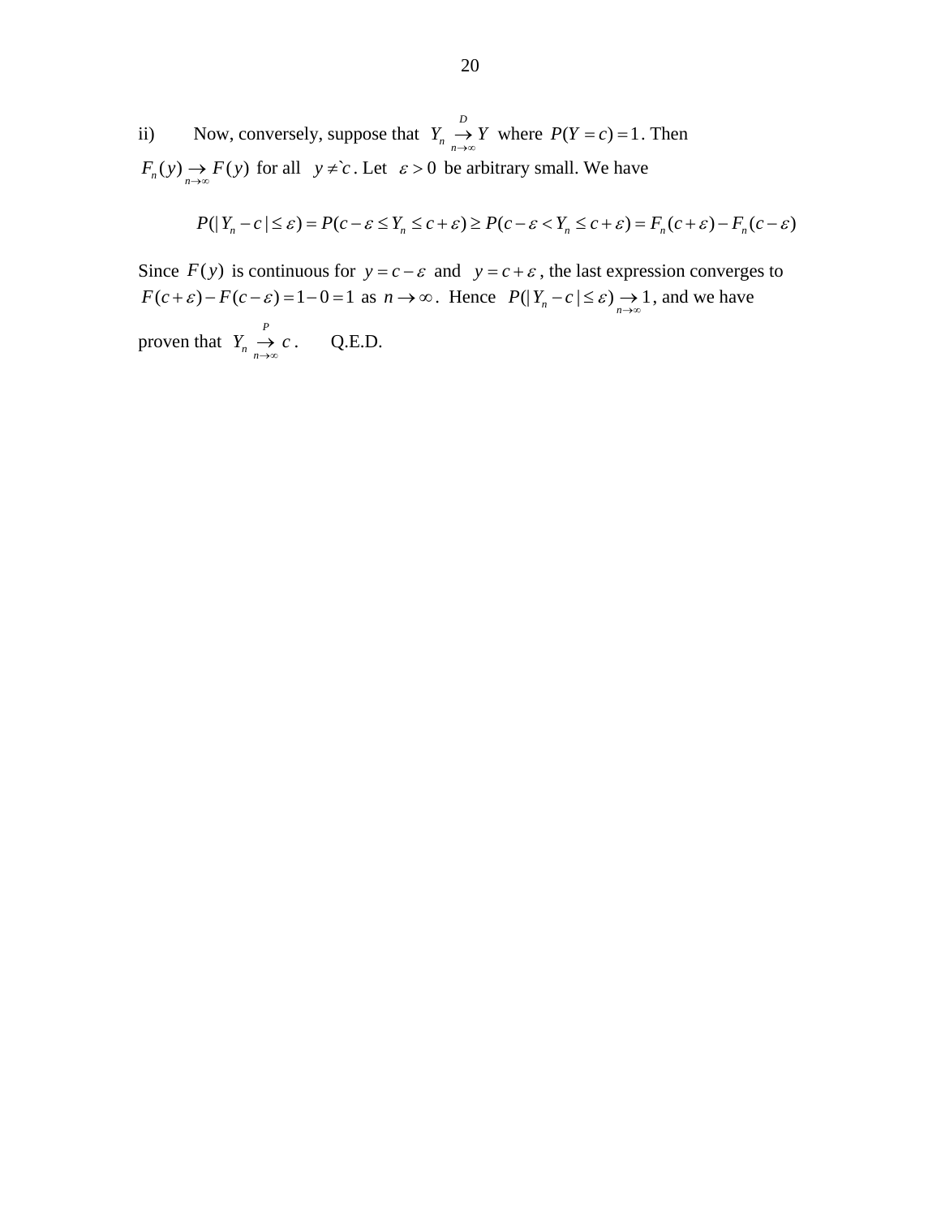ii) Now, conversely, suppose that $Y_n \underset{n\to\infty}{\overset{D}{\to}} Y$ where $P(Y = c) = 1$. Then $F_n(y) \underset{n\to\infty}{\to} F(y)$ for all $y \neq c$. Let $\varepsilon > 0$ be arbitrary small. We have

$$P(|Y_n - c| \leq \varepsilon) = P(c - \varepsilon \leq Y_n \leq c + \varepsilon) \geq P(c - \varepsilon < Y_n \leq c + \varepsilon) = F_n(c + \varepsilon) - F_n(c - \varepsilon)$$

Since $F(y)$ is continuous for $y = c - \varepsilon$ and $y = c + \varepsilon$, the last expression converges to $F(c + \varepsilon) - F(c - \varepsilon) = 1 - 0 = 1$ as $n \to \infty$. Hence $P(|Y_n - c| \leq \varepsilon) \underset{n\to\infty}{\to} 1$, and we have proven that $Y_n \underset{n\to\infty}{\overset{P}{\to}} c$. Q.E.D.